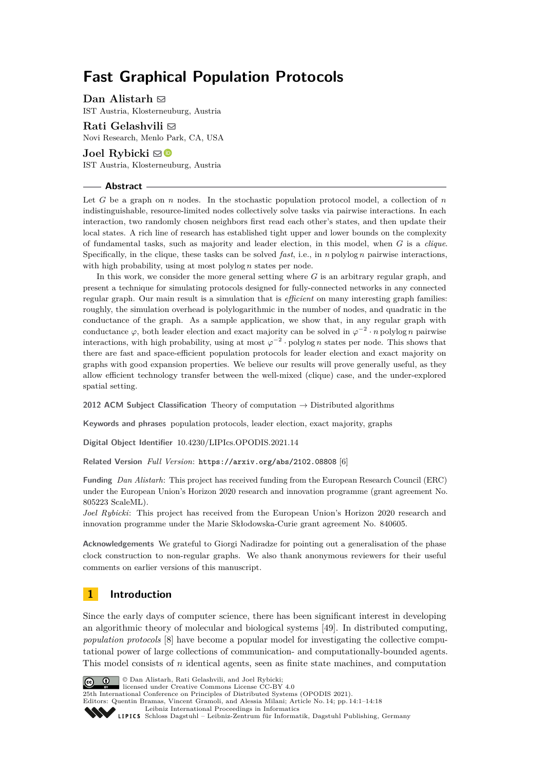# Fast Graphical Population Protocols

**Dan Alistarh**
IST Austria, Klosterneuburg, Austria

**Rati Gelashvili**
Novi Research, Menlo Park, CA, USA

**Joel Rybicki**
IST Austria, Klosterneuburg, Austria

## Abstract

Let $G$ be a graph on $n$ nodes. In the stochastic population protocol model, a collection of $n$ indistinguishable, resource-limited nodes collectively solve tasks via pairwise interactions. In each interaction, two randomly chosen neighbors first read each other's states, and then update their local states. A rich line of research has established tight upper and lower bounds on the complexity of fundamental tasks, such as majority and leader election, in this model, when $G$ is a *clique*. Specifically, in the clique, these tasks can be solved *fast*, i.e., in $n \operatorname{polylog} n$ pairwise interactions, with high probability, using at most $\operatorname{polylog} n$ states per node.

In this work, we consider the more general setting where $G$ is an arbitrary regular graph, and present a technique for simulating protocols designed for fully-connected networks in any connected regular graph. Our main result is a simulation that is *efficient* on many interesting graph families: roughly, the simulation overhead is polylogarithmic in the number of nodes, and quadratic in the conductance of the graph. As a sample application, we show that, in any regular graph with conductance $\varphi$, both leader election and exact majority can be solved in $\varphi^{-2} \cdot n \operatorname{polylog} n$ pairwise interactions, with high probability, using at most $\varphi^{-2} \cdot \operatorname{polylog} n$ states per node. This shows that there are fast and space-efficient population protocols for leader election and exact majority on graphs with good expansion properties. We believe our results will prove generally useful, as they allow efficient technology transfer between the well-mixed (clique) case, and the under-explored spatial setting.

**2012 ACM Subject Classification** Theory of computation → Distributed algorithms

**Keywords and phrases** population protocols, leader election, exact majority, graphs

**Digital Object Identifier** 10.4230/LIPIcs.OPODIS.2021.14

**Related Version** *Full Version*: https://arxiv.org/abs/2102.08808 [6]

**Funding** *Dan Alistarh*: This project has received funding from the European Research Council (ERC) under the European Union's Horizon 2020 research and innovation programme (grant agreement No. 805223 ScaleML).
*Joel Rybicki*: This project has received from the European Union's Horizon 2020 research and innovation programme under the Marie Skłodowska-Curie grant agreement No. 840605.

**Acknowledgements** We grateful to Giorgi Nadiradze for pointing out a generalisation of the phase clock construction to non-regular graphs. We also thank anonymous reviewers for their useful comments on earlier versions of this manuscript.

## 1 Introduction

Since the early days of computer science, there has been significant interest in developing an algorithmic theory of molecular and biological systems [49]. In distributed computing, *population protocols* [8] have become a popular model for investigating the collective computational power of large collections of communication- and computationally-bounded agents. This model consists of $n$ identical agents, seen as finite state machines, and computation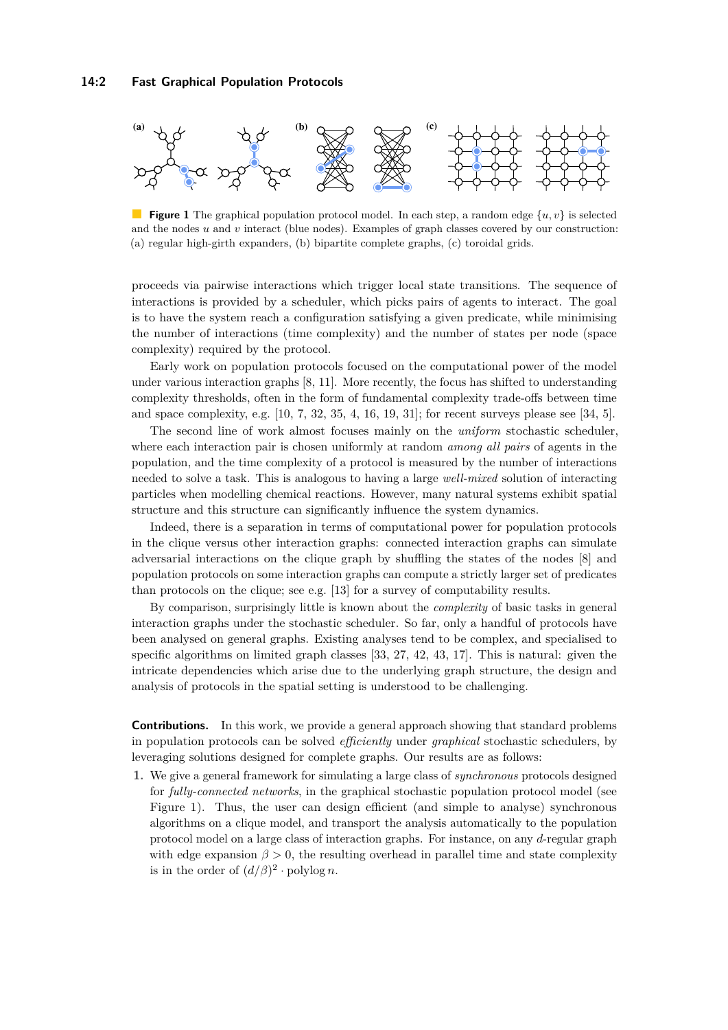**Figure 1** The graphical population protocol model. In each step, a random edge $\{u, v\}$ is selected and the nodes $u$ and $v$ interact (blue nodes). Examples of graph classes covered by our construction: (a) regular high-girth expanders, (b) bipartite complete graphs, (c) toroidal grids.

proceeds via pairwise interactions which trigger local state transitions. The sequence of interactions is provided by a scheduler, which picks pairs of agents to interact. The goal is to have the system reach a configuration satisfying a given predicate, while minimising the number of interactions (time complexity) and the number of states per node (space complexity) required by the protocol.

Early work on population protocols focused on the computational power of the model under various interaction graphs [8, 11]. More recently, the focus has shifted to understanding complexity thresholds, often in the form of fundamental complexity trade-offs between time and space complexity, e.g. [10, 7, 32, 35, 4, 16, 19, 31]; for recent surveys please see [34, 5].

The second line of work almost focuses mainly on the *uniform* stochastic scheduler, where each interaction pair is chosen uniformly at random *among all pairs* of agents in the population, and the time complexity of a protocol is measured by the number of interactions needed to solve a task. This is analogous to having a large *well-mixed* solution of interacting particles when modelling chemical reactions. However, many natural systems exhibit spatial structure and this structure can significantly influence the system dynamics.

Indeed, there is a separation in terms of computational power for population protocols in the clique versus other interaction graphs: connected interaction graphs can simulate adversarial interactions on the clique graph by shuffling the states of the nodes [8] and population protocols on some interaction graphs can compute a strictly larger set of predicates than protocols on the clique; see e.g. [13] for a survey of computability results.

By comparison, surprisingly little is known about the *complexity* of basic tasks in general interaction graphs under the stochastic scheduler. So far, only a handful of protocols have been analysed on general graphs. Existing analyses tend to be complex, and specialised to specific algorithms on limited graph classes [33, 27, 42, 43, 17]. This is natural: given the intricate dependencies which arise due to the underlying graph structure, the design and analysis of protocols in the spatial setting is understood to be challenging.

**Contributions.** In this work, we provide a general approach showing that standard problems in population protocols can be solved *efficiently* under *graphical* stochastic schedulers, by leveraging solutions designed for complete graphs. Our results are as follows:

1. We give a general framework for simulating a large class of *synchronous* protocols designed for *fully-connected networks*, in the graphical stochastic population protocol model (see Figure 1). Thus, the user can design efficient (and simple to analyse) synchronous algorithms on a clique model, and transport the analysis automatically to the population protocol model on a large class of interaction graphs. For instance, on any $d$-regular graph with edge expansion $\beta > 0$, the resulting overhead in parallel time and state complexity is in the order of $(d/\beta)^2 \cdot \operatorname{polylog} n$.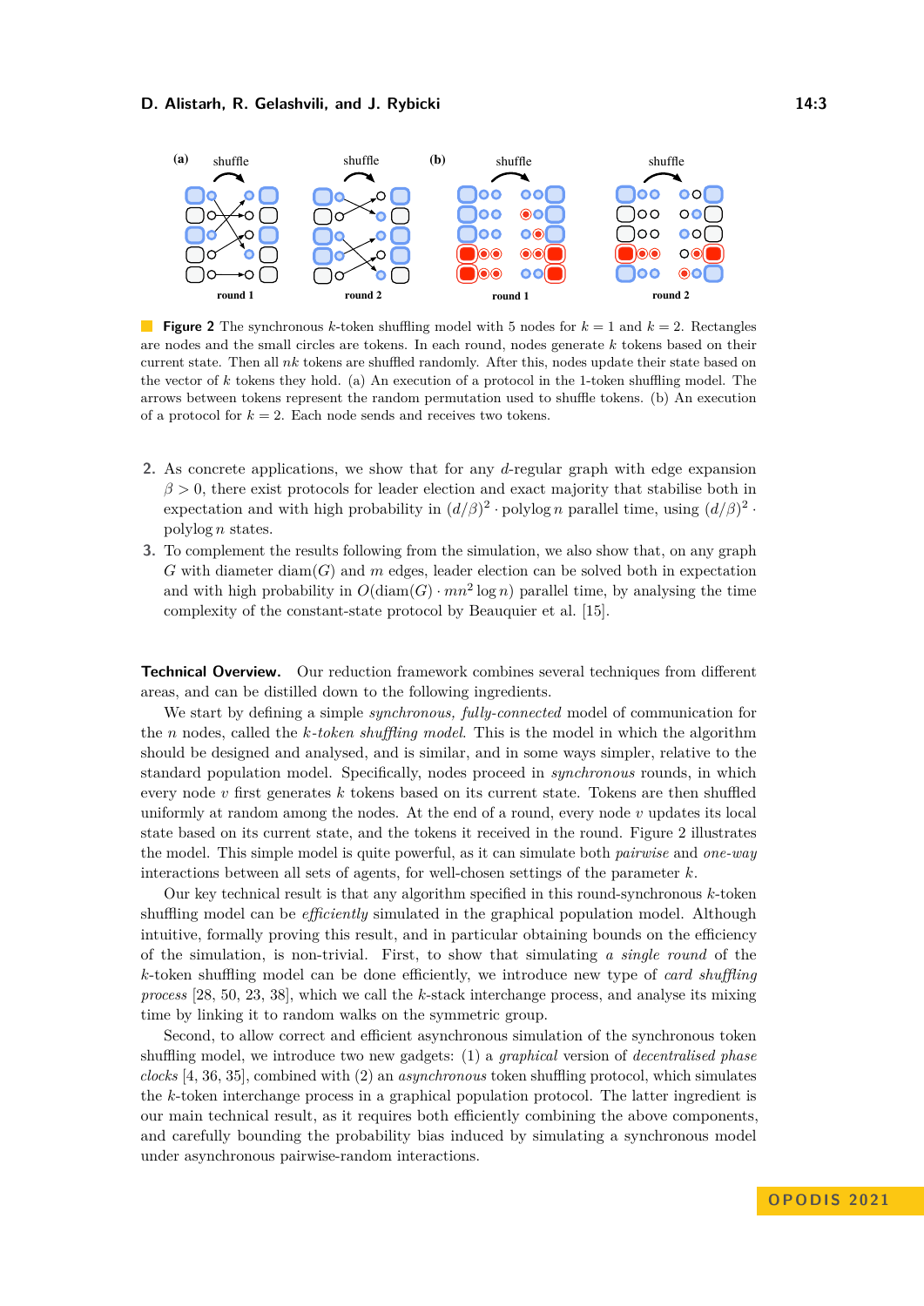**Figure 2** The synchronous $k$-token shuffling model with 5 nodes for $k = 1$ and $k = 2$. Rectangles are nodes and the small circles are tokens. In each round, nodes generate $k$ tokens based on their current state. Then all $nk$ tokens are shuffled randomly. After this, nodes update their state based on the vector of $k$ tokens they hold. (a) An execution of a protocol in the 1-token shuffling model. The arrows between tokens represent the random permutation used to shuffle tokens. (b) An execution of a protocol for $k = 2$. Each node sends and receives two tokens.

2. As concrete applications, we show that for any $d$-regular graph with edge expansion $\beta > 0$, there exist protocols for leader election and exact majority that stabilise both in expectation and with high probability in $(d/\beta)^2 \cdot \operatorname{polylog} n$ parallel time, using $(d/\beta)^2 \cdot \operatorname{polylog} n$ states.
3. To complement the results following from the simulation, we also show that, on any graph $G$ with diameter $\operatorname{diam}(G)$ and $m$ edges, leader election can be solved both in expectation and with high probability in $O(\operatorname{diam}(G) \cdot mn^2 \log n)$ parallel time, by analysing the time complexity of the constant-state protocol by Beauquier et al. [15].

**Technical Overview.** Our reduction framework combines several techniques from different areas, and can be distilled down to the following ingredients.

We start by defining a simple *synchronous, fully-connected* model of communication for the $n$ nodes, called the *$k$-token shuffling model*. This is the model in which the algorithm should be designed and analysed, and is similar, and in some ways simpler, relative to the standard population model. Specifically, nodes proceed in *synchronous* rounds, in which every node $v$ first generates $k$ tokens based on its current state. Tokens are then shuffled uniformly at random among the nodes. At the end of a round, every node $v$ updates its local state based on its current state, and the tokens it received in the round. Figure 2 illustrates the model. This simple model is quite powerful, as it can simulate both *pairwise* and *one-way* interactions between all sets of agents, for well-chosen settings of the parameter $k$.

Our key technical result is that any algorithm specified in this round-synchronous $k$-token shuffling model can be *efficiently* simulated in the graphical population model. Although intuitive, formally proving this result, and in particular obtaining bounds on the efficiency of the simulation, is non-trivial. First, to show that simulating *a single round* of the $k$-token shuffling model can be done efficiently, we introduce new type of *card shuffling process* [28, 50, 23, 38], which we call the $k$-stack interchange process, and analyse its mixing time by linking it to random walks on the symmetric group.

Second, to allow correct and efficient asynchronous simulation of the synchronous token shuffling model, we introduce two new gadgets: (1) a *graphical* version of *decentralised phase clocks* [4, 36, 35], combined with (2) an *asynchronous* token shuffling protocol, which simulates the $k$-token interchange process in a graphical population protocol. The latter ingredient is our main technical result, as it requires both efficiently combining the above components, and carefully bounding the probability bias induced by simulating a synchronous model under asynchronous pairwise-random interactions.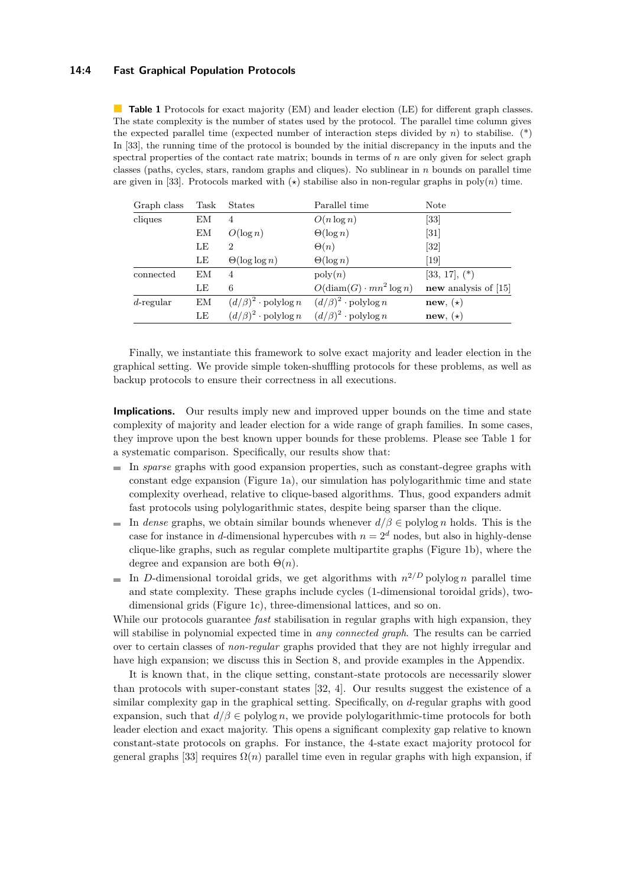**Table 1** Protocols for exact majority (EM) and leader election (LE) for different graph classes. The state complexity is the number of states used by the protocol. The parallel time column gives the expected parallel time (expected number of interaction steps divided by $n$) to stabilise. (*) In [33], the running time of the protocol is bounded by the initial discrepancy in the inputs and the spectral properties of the contact rate matrix; bounds in terms of $n$ are only given for select graph classes (paths, cycles, stars, random graphs and cliques). No sublinear in $n$ bounds on parallel time are given in [33]. Protocols marked with ($\star$) stabilise also in non-regular graphs in $\mathrm{poly}(n)$ time.

| Graph class | Task | States | Parallel time | Note |
|---|---|---|---|---|
| cliques | EM | 4 | $O(n \log n)$ | [33] |
| | EM | $O(\log n)$ | $\Theta(\log n)$ | [31] |
| | LE | 2 | $\Theta(n)$ | [32] |
| | LE | $\Theta(\log \log n)$ | $\Theta(\log n)$ | [19] |
| connected | EM | 4 | $\mathrm{poly}(n)$ | [33, 17], (*) |
| | LE | 6 | $O(\mathrm{diam}(G) \cdot mn^2 \log n)$ | **new** analysis of [15] |
| $d$-regular | EM | $(d/\beta)^2 \cdot \mathrm{polylog}\, n$ | $(d/\beta)^2 \cdot \mathrm{polylog}\, n$ | **new**, ($\star$) |
| | LE | $(d/\beta)^2 \cdot \mathrm{polylog}\, n$ | $(d/\beta)^2 \cdot \mathrm{polylog}\, n$ | **new**, ($\star$) |

Finally, we instantiate this framework to solve exact majority and leader election in the graphical setting. We provide simple token-shuffling protocols for these problems, as well as backup protocols to ensure their correctness in all executions.

**Implications.** Our results imply new and improved upper bounds on the time and state complexity of majority and leader election for a wide range of graph families. In some cases, they improve upon the best known upper bounds for these problems. Please see Table 1 for a systematic comparison. Specifically, our results show that:

- In *sparse* graphs with good expansion properties, such as constant-degree graphs with constant edge expansion (Figure 1a), our simulation has polylogarithmic time and state complexity overhead, relative to clique-based algorithms. Thus, good expanders admit fast protocols using polylogarithmic states, despite being sparser than the clique.
- In *dense* graphs, we obtain similar bounds whenever $d/\beta \in \mathrm{polylog}\, n$ holds. This is the case for instance in $d$-dimensional hypercubes with $n = 2^d$ nodes, but also in highly-dense clique-like graphs, such as regular complete multipartite graphs (Figure 1b), where the degree and expansion are both $\Theta(n)$.
- In $D$-dimensional toroidal grids, we get algorithms with $n^{2/D}\, \mathrm{polylog}\, n$ parallel time and state complexity. These graphs include cycles (1-dimensional toroidal grids), two-dimensional grids (Figure 1c), three-dimensional lattices, and so on.

While our protocols guarantee *fast* stabilisation in regular graphs with high expansion, they will stabilise in polynomial expected time in *any connected graph*. The results can be carried over to certain classes of *non-regular* graphs provided that they are not highly irregular and have high expansion; we discuss this in Section 8, and provide examples in the Appendix.

It is known that, in the clique setting, constant-state protocols are necessarily slower than protocols with super-constant states [32, 4]. Our results suggest the existence of a similar complexity gap in the graphical setting. Specifically, on $d$-regular graphs with good expansion, such that $d/\beta \in \mathrm{polylog}\, n$, we provide polylogarithmic-time protocols for both leader election and exact majority. This opens a significant complexity gap relative to known constant-state protocols on graphs. For instance, the 4-state exact majority protocol for general graphs [33] requires $\Omega(n)$ parallel time even in regular graphs with high expansion, if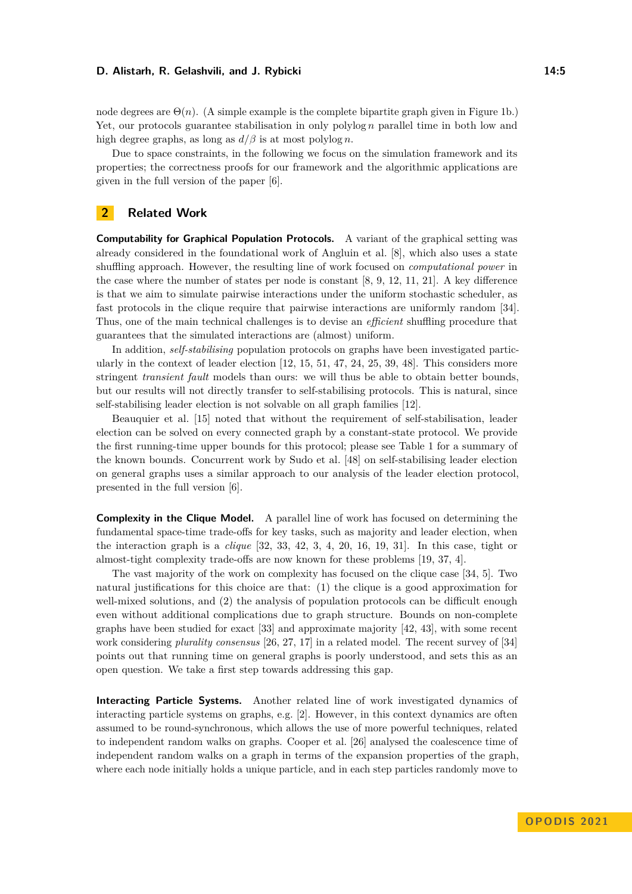node degrees are $\Theta(n)$. (A simple example is the complete bipartite graph given in Figure 1b.) Yet, our protocols guarantee stabilisation in only polylog $n$ parallel time in both low and high degree graphs, as long as $d/\beta$ is at most polylog $n$.

Due to space constraints, in the following we focus on the simulation framework and its properties; the correctness proofs for our framework and the algorithmic applications are given in the full version of the paper [6].

## 2 Related Work

**Computability for Graphical Population Protocols.** A variant of the graphical setting was already considered in the foundational work of Angluin et al. [8], which also uses a state shuffling approach. However, the resulting line of work focused on *computational power* in the case where the number of states per node is constant [8, 9, 12, 11, 21]. A key difference is that we aim to simulate pairwise interactions under the uniform stochastic scheduler, as fast protocols in the clique require that pairwise interactions are uniformly random [34]. Thus, one of the main technical challenges is to devise an *efficient* shuffling procedure that guarantees that the simulated interactions are (almost) uniform.

In addition, *self-stabilising* population protocols on graphs have been investigated particularly in the context of leader election [12, 15, 51, 47, 24, 25, 39, 48]. This considers more stringent *transient fault* models than ours: we will thus be able to obtain better bounds, but our results will not directly transfer to self-stabilising protocols. This is natural, since self-stabilising leader election is not solvable on all graph families [12].

Beauquier et al. [15] noted that without the requirement of self-stabilisation, leader election can be solved on every connected graph by a constant-state protocol. We provide the first running-time upper bounds for this protocol; please see Table 1 for a summary of the known bounds. Concurrent work by Sudo et al. [48] on self-stabilising leader election on general graphs uses a similar approach to our analysis of the leader election protocol, presented in the full version [6].

**Complexity in the Clique Model.** A parallel line of work has focused on determining the fundamental space-time trade-offs for key tasks, such as majority and leader election, when the interaction graph is a *clique* [32, 33, 42, 3, 4, 20, 16, 19, 31]. In this case, tight or almost-tight complexity trade-offs are now known for these problems [19, 37, 4].

The vast majority of the work on complexity has focused on the clique case [34, 5]. Two natural justifications for this choice are that: (1) the clique is a good approximation for well-mixed solutions, and (2) the analysis of population protocols can be difficult enough even without additional complications due to graph structure. Bounds on non-complete graphs have been studied for exact [33] and approximate majority [42, 43], with some recent work considering *plurality consensus* [26, 27, 17] in a related model. The recent survey of [34] points out that running time on general graphs is poorly understood, and sets this as an open question. We take a first step towards addressing this gap.

**Interacting Particle Systems.** Another related line of work investigated dynamics of interacting particle systems on graphs, e.g. [2]. However, in this context dynamics are often assumed to be round-synchronous, which allows the use of more powerful techniques, related to independent random walks on graphs. Cooper et al. [26] analysed the coalescence time of independent random walks on a graph in terms of the expansion properties of the graph, where each node initially holds a unique particle, and in each step particles randomly move to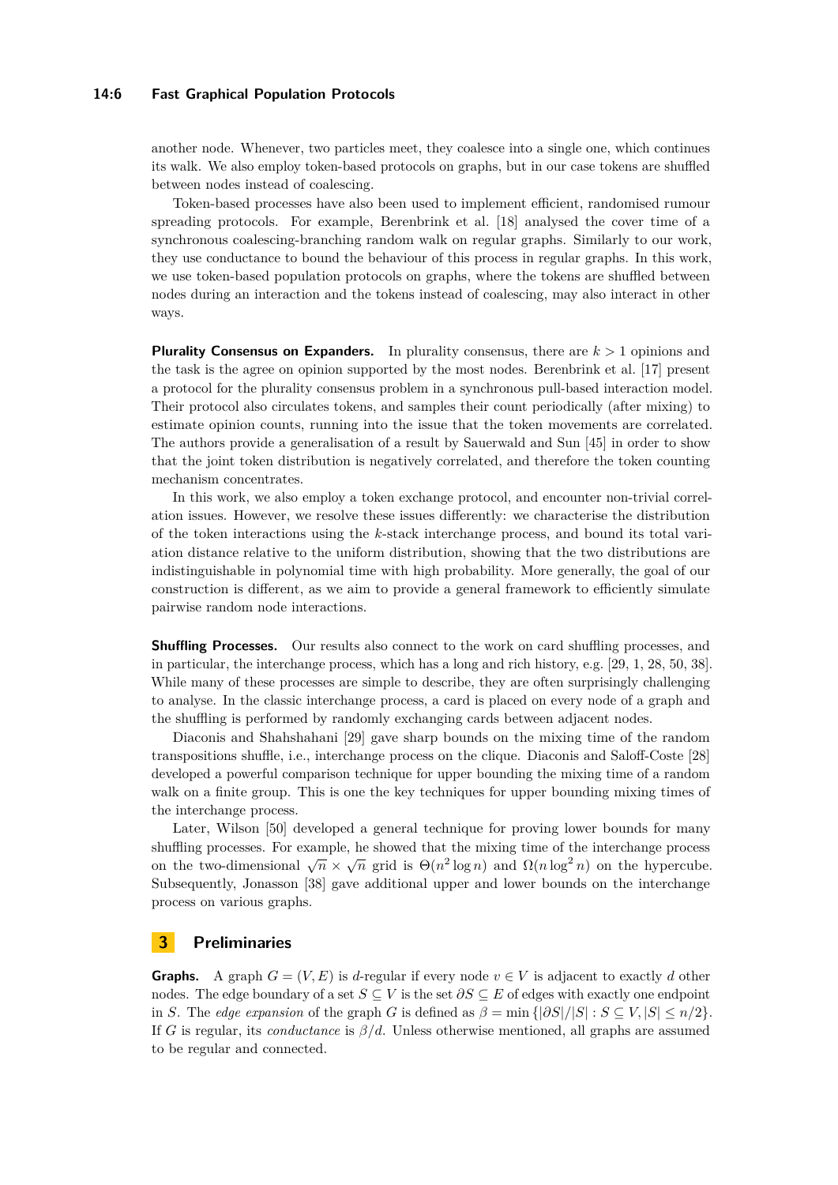another node. Whenever, two particles meet, they coalesce into a single one, which continues its walk. We also employ token-based protocols on graphs, but in our case tokens are shuffled between nodes instead of coalescing.

Token-based processes have also been used to implement efficient, randomised rumour spreading protocols. For example, Berenbrink et al. [18] analysed the cover time of a synchronous coalescing-branching random walk on regular graphs. Similarly to our work, they use conductance to bound the behaviour of this process in regular graphs. In this work, we use token-based population protocols on graphs, where the tokens are shuffled between nodes during an interaction and the tokens instead of coalescing, may also interact in other ways.

**Plurality Consensus on Expanders.** In plurality consensus, there are $k > 1$ opinions and the task is the agree on opinion supported by the most nodes. Berenbrink et al. [17] present a protocol for the plurality consensus problem in a synchronous pull-based interaction model. Their protocol also circulates tokens, and samples their count periodically (after mixing) to estimate opinion counts, running into the issue that the token movements are correlated. The authors provide a generalisation of a result by Sauerwald and Sun [45] in order to show that the joint token distribution is negatively correlated, and therefore the token counting mechanism concentrates.

In this work, we also employ a token exchange protocol, and encounter non-trivial correlation issues. However, we resolve these issues differently: we characterise the distribution of the token interactions using the $k$-stack interchange process, and bound its total variation distance relative to the uniform distribution, showing that the two distributions are indistinguishable in polynomial time with high probability. More generally, the goal of our construction is different, as we aim to provide a general framework to efficiently simulate pairwise random node interactions.

**Shuffling Processes.** Our results also connect to the work on card shuffling processes, and in particular, the interchange process, which has a long and rich history, e.g. [29, 1, 28, 50, 38]. While many of these processes are simple to describe, they are often surprisingly challenging to analyse. In the classic interchange process, a card is placed on every node of a graph and the shuffling is performed by randomly exchanging cards between adjacent nodes.

Diaconis and Shahshahani [29] gave sharp bounds on the mixing time of the random transpositions shuffle, i.e., interchange process on the clique. Diaconis and Saloff-Coste [28] developed a powerful comparison technique for upper bounding the mixing time of a random walk on a finite group. This is one the key techniques for upper bounding mixing times of the interchange process.

Later, Wilson [50] developed a general technique for proving lower bounds for many shuffling processes. For example, he showed that the mixing time of the interchange process on the two-dimensional $\sqrt{n} \times \sqrt{n}$ grid is $\Theta(n^2 \log n)$ and $\Omega(n \log^2 n)$ on the hypercube. Subsequently, Jonasson [38] gave additional upper and lower bounds on the interchange process on various graphs.

## 3 Preliminaries

**Graphs.** A graph $G = (V, E)$ is $d$-regular if every node $v \in V$ is adjacent to exactly $d$ other nodes. The edge boundary of a set $S \subseteq V$ is the set $\partial S \subseteq E$ of edges with exactly one endpoint in $S$. The *edge expansion* of the graph $G$ is defined as $\beta = \min \{|\partial S|/|S| : S \subseteq V, |S| \leq n/2\}$. If $G$ is regular, its *conductance* is $\beta/d$. Unless otherwise mentioned, all graphs are assumed to be regular and connected.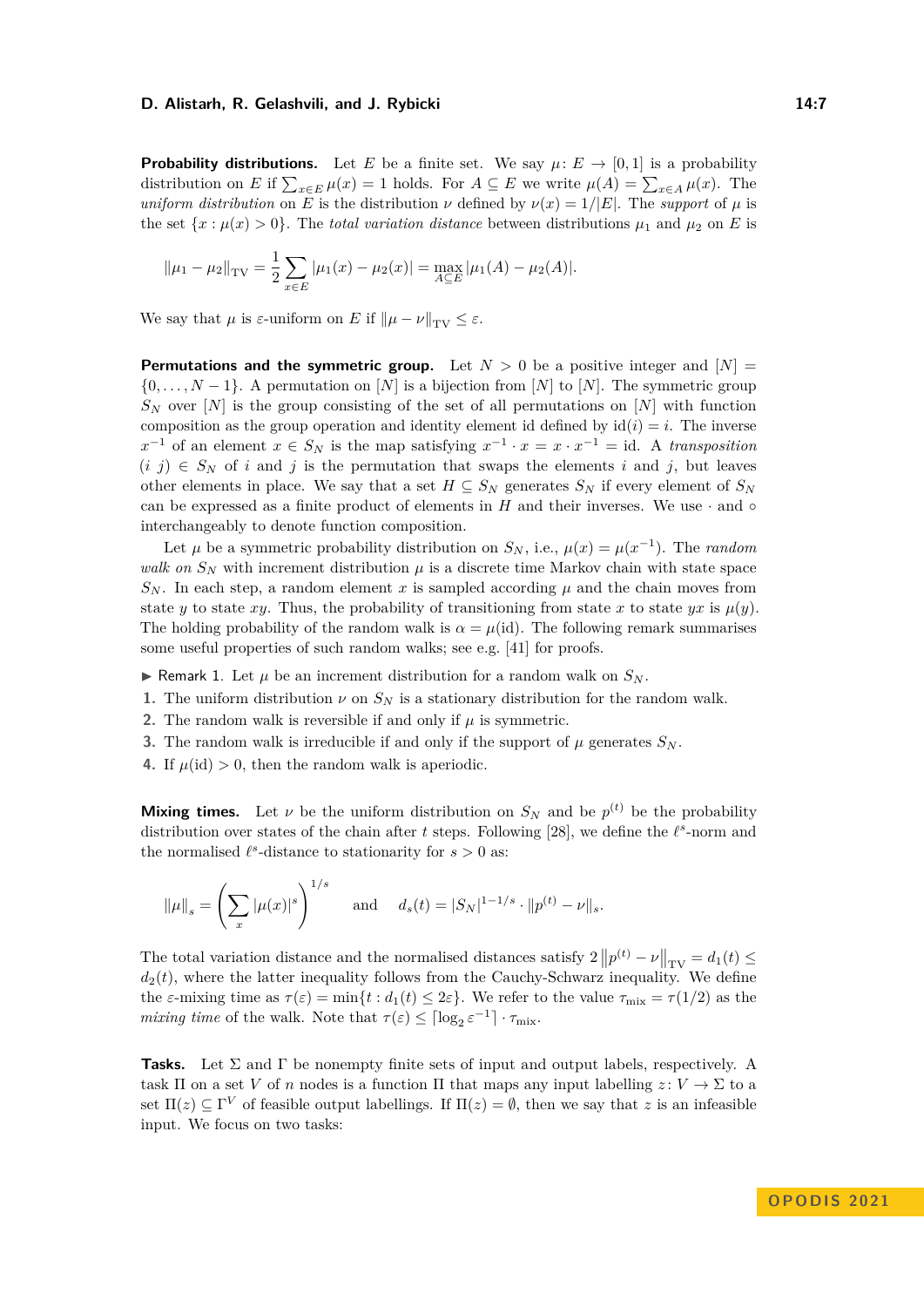**Probability distributions.** Let $E$ be a finite set. We say $\mu\colon E \to [0,1]$ is a probability distribution on $E$ if $\sum_{x \in E} \mu(x) = 1$ holds. For $A \subseteq E$ we write $\mu(A) = \sum_{x\in A} \mu(x)$. The *uniform distribution* on $E$ is the distribution $\nu$ defined by $\nu(x) = 1/|E|$. The *support* of $\mu$ is the set $\{x : \mu(x) > 0\}$. The *total variation distance* between distributions $\mu_1$ and $\mu_2$ on $E$ is

$$\|\mu_1 - \mu_2\|_{\mathrm{TV}} = \frac{1}{2}\sum_{x\in E} |\mu_1(x) - \mu_2(x)| = \max_{A \subseteq E} |\mu_1(A) - \mu_2(A)|.$$

We say that $\mu$ is $\varepsilon$-uniform on $E$ if $\|\mu - \nu\|_{\mathrm{TV}} \leq \varepsilon$.

**Permutations and the symmetric group.** Let $N > 0$ be a positive integer and $[N] = \{0, \ldots, N-1\}$. A permutation on $[N]$ is a bijection from $[N]$ to $[N]$. The symmetric group $S_N$ over $[N]$ is the group consisting of the set of all permutations on $[N]$ with function composition as the group operation and identity element id defined by $\mathrm{id}(i) = i$. The inverse $x^{-1}$ of an element $x \in S_N$ is the map satisfying $x^{-1} \cdot x = x \cdot x^{-1} = \mathrm{id}$. A *transposition* $(i\ j) \in S_N$ of $i$ and $j$ is the permutation that swaps the elements $i$ and $j$, but leaves other elements in place. We say that a set $H \subseteq S_N$ generates $S_N$ if every element of $S_N$ can be expressed as a finite product of elements in $H$ and their inverses. We use $\cdot$ and $\circ$ interchangeably to denote function composition.

Let $\mu$ be a symmetric probability distribution on $S_N$, i.e., $\mu(x) = \mu(x^{-1})$. The *random walk on* $S_N$ with increment distribution $\mu$ is a discrete time Markov chain with state space $S_N$. In each step, a random element $x$ is sampled according $\mu$ and the chain moves from state $y$ to state $xy$. Thus, the probability of transitioning from state $x$ to state $yx$ is $\mu(y)$. The holding probability of the random walk is $\alpha = \mu(\mathrm{id})$. The following remark summarises some useful properties of such random walks; see e.g. [41] for proofs.

▶ Remark 1. Let $\mu$ be an increment distribution for a random walk on $S_N$.

1. The uniform distribution $\nu$ on $S_N$ is a stationary distribution for the random walk.
2. The random walk is reversible if and only if $\mu$ is symmetric.
3. The random walk is irreducible if and only if the support of $\mu$ generates $S_N$.
4. If $\mu(\mathrm{id}) > 0$, then the random walk is aperiodic.

**Mixing times.** Let $\nu$ be the uniform distribution on $S_N$ and be $p^{(t)}$ be the probability distribution over states of the chain after $t$ steps. Following [28], we define the $\ell^s$-norm and the normalised $\ell^s$-distance to stationarity for $s > 0$ as:

$$\|\mu\|_s = \left(\sum_x |\mu(x)|^s\right)^{1/s} \qquad \text{and} \qquad d_s(t) = |S_N|^{1-1/s} \cdot \|p^{(t)} - \nu\|_s.$$

The total variation distance and the normalised distances satisfy $2\left\|p^{(t)} - \nu\right\|_{\mathrm{TV}} = d_1(t) \leq d_2(t)$, where the latter inequality follows from the Cauchy-Schwarz inequality. We define the $\varepsilon$-mixing time as $\tau(\varepsilon) = \min\{t : d_1(t) \leq 2\varepsilon\}$. We refer to the value $\tau_{\mathrm{mix}} = \tau(1/2)$ as the *mixing time* of the walk. Note that $\tau(\varepsilon) \leq \lceil \log_2 \varepsilon^{-1} \rceil \cdot \tau_{\mathrm{mix}}$.

**Tasks.** Let $\Sigma$ and $\Gamma$ be nonempty finite sets of input and output labels, respectively. A task $\Pi$ on a set $V$ of $n$ nodes is a function $\Pi$ that maps any input labelling $z\colon V \to \Sigma$ to a set $\Pi(z) \subseteq \Gamma^V$ of feasible output labellings. If $\Pi(z) = \emptyset$, then we say that $z$ is an infeasible input. We focus on two tasks: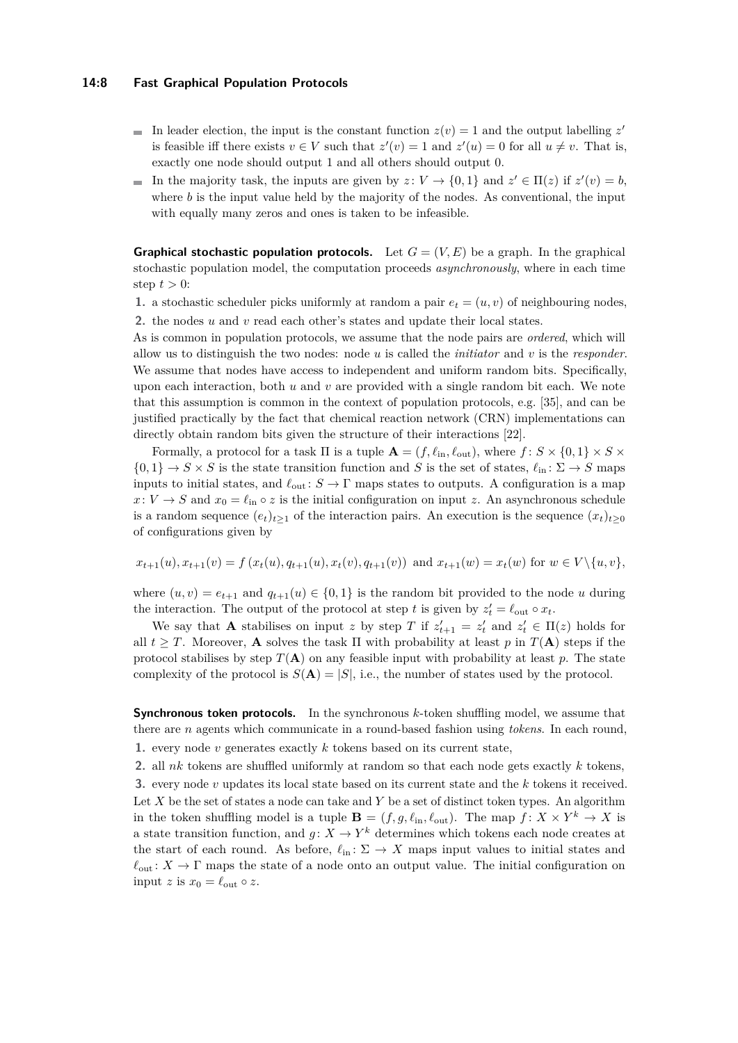- In leader election, the input is the constant function $z(v) = 1$ and the output labelling $z'$ is feasible iff there exists $v \in V$ such that $z'(v) = 1$ and $z'(u) = 0$ for all $u \neq v$. That is, exactly one node should output 1 and all others should output 0.
- In the majority task, the inputs are given by $z \colon V \to \{0, 1\}$ and $z' \in \Pi(z)$ if $z'(v) = b$, where $b$ is the input value held by the majority of the nodes. As conventional, the input with equally many zeros and ones is taken to be infeasible.

**Graphical stochastic population protocols.** Let $G = (V, E)$ be a graph. In the graphical stochastic population model, the computation proceeds *asynchronously*, where in each time step $t > 0$:

1. a stochastic scheduler picks uniformly at random a pair $e_t = (u, v)$ of neighbouring nodes,
2. the nodes $u$ and $v$ read each other's states and update their local states.

As is common in population protocols, we assume that the node pairs are *ordered*, which will allow us to distinguish the two nodes: node $u$ is called the *initiator* and $v$ is the *responder*. We assume that nodes have access to independent and uniform random bits. Specifically, upon each interaction, both $u$ and $v$ are provided with a single random bit each. We note that this assumption is common in the context of population protocols, e.g. [35], and can be justified practically by the fact that chemical reaction network (CRN) implementations can directly obtain random bits given the structure of their interactions [22].

Formally, a protocol for a task $\Pi$ is a tuple $\mathbf{A} = (f, \ell_{\text{in}}, \ell_{\text{out}})$, where $f \colon S \times \{0, 1\} \times S \times \{0, 1\} \to S \times S$ is the state transition function and $S$ is the set of states, $\ell_{\text{in}} \colon \Sigma \to S$ maps inputs to initial states, and $\ell_{\text{out}} \colon S \to \Gamma$ maps states to outputs. A configuration is a map $x \colon V \to S$ and $x_0 = \ell_{\text{in}} \circ z$ is the initial configuration on input $z$. An asynchronous schedule is a random sequence $(e_t)_{t \geq 1}$ of the interaction pairs. An execution is the sequence $(x_t)_{t \geq 0}$ of configurations given by

$$x_{t+1}(u), x_{t+1}(v) = f\left(x_t(u), q_{t+1}(u), x_t(v), q_{t+1}(v)\right) \text{ and } x_{t+1}(w) = x_t(w) \text{ for } w \in V \setminus \{u, v\},$$

where $(u, v) = e_{t+1}$ and $q_{t+1}(u) \in \{0, 1\}$ is the random bit provided to the node $u$ during the interaction. The output of the protocol at step $t$ is given by $z'_t = \ell_{\text{out}} \circ x_t$.

We say that $\mathbf{A}$ stabilises on input $z$ by step $T$ if $z'_{t+1} = z'_t$ and $z'_t \in \Pi(z)$ holds for all $t \geq T$. Moreover, $\mathbf{A}$ solves the task $\Pi$ with probability at least $p$ in $T(\mathbf{A})$ steps if the protocol stabilises by step $T(\mathbf{A})$ on any feasible input with probability at least $p$. The state complexity of the protocol is $S(\mathbf{A}) = |S|$, i.e., the number of states used by the protocol.

**Synchronous token protocols.** In the synchronous $k$-token shuffling model, we assume that there are $n$ agents which communicate in a round-based fashion using *tokens*. In each round,

1. every node $v$ generates exactly $k$ tokens based on its current state,
2. all $nk$ tokens are shuffled uniformly at random so that each node gets exactly $k$ tokens,
3. every node $v$ updates its local state based on its current state and the $k$ tokens it received.

Let $X$ be the set of states a node can take and $Y$ be a set of distinct token types. An algorithm in the token shuffling model is a tuple $\mathbf{B} = (f, g, \ell_{\text{in}}, \ell_{\text{out}})$. The map $f \colon X \times Y^k \to X$ is a state transition function, and $g \colon X \to Y^k$ determines which tokens each node creates at the start of each round. As before, $\ell_{\text{in}} \colon \Sigma \to X$ maps input values to initial states and $\ell_{\text{out}} \colon X \to \Gamma$ maps the state of a node onto an output value. The initial configuration on input $z$ is $x_0 = \ell_{\text{out}} \circ z$.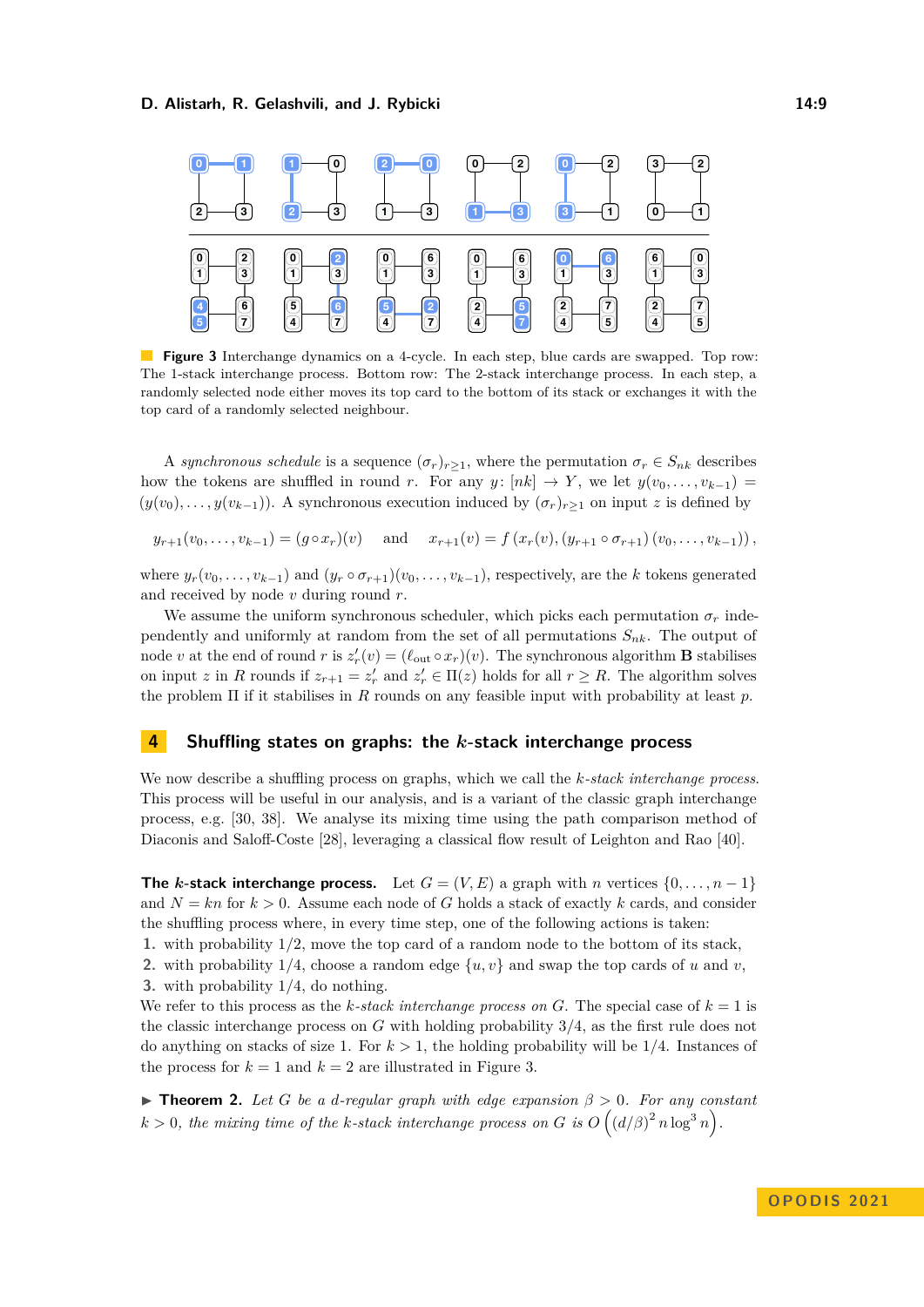**Figure 3** Interchange dynamics on a 4-cycle. In each step, blue cards are swapped. Top row: The 1-stack interchange process. Bottom row: The 2-stack interchange process. In each step, a randomly selected node either moves its top card to the bottom of its stack or exchanges it with the top card of a randomly selected neighbour.

A *synchronous schedule* is a sequence $(\sigma_r)_{r\geq 1}$, where the permutation $\sigma_r \in S_{nk}$ describes how the tokens are shuffled in round $r$. For any $y\colon [nk] \to Y$, we let $y(v_0, \dots, v_{k-1}) = (y(v_0), \dots, y(v_{k-1}))$. A synchronous execution induced by $(\sigma_r)_{r\geq 1}$ on input $z$ is defined by

$$y_{r+1}(v_0, \dots, v_{k-1}) = (g \circ x_r)(v) \quad \text{and} \quad x_{r+1}(v) = f\left(x_r(v), (y_{r+1} \circ \sigma_{r+1})(v_0, \dots, v_{k-1})\right),$$

where $y_r(v_0, \dots, v_{k-1})$ and $(y_r \circ \sigma_{r+1})(v_0, \dots, v_{k-1})$, respectively, are the $k$ tokens generated and received by node $v$ during round $r$.

We assume the uniform synchronous scheduler, which picks each permutation $\sigma_r$ independently and uniformly at random from the set of all permutations $S_{nk}$. The output of node $v$ at the end of round $r$ is $z'_r(v) = (\ell_{\text{out}} \circ x_r)(v)$. The synchronous algorithm $\mathbf{B}$ stabilises on input $z$ in $R$ rounds if $z_{r+1} = z'_r$ and $z'_r \in \Pi(z)$ holds for all $r \geq R$. The algorithm solves the problem $\Pi$ if it stabilises in $R$ rounds on any feasible input with probability at least $p$.

## 4 Shuffling states on graphs: the $k$-stack interchange process

We now describe a shuffling process on graphs, which we call the *$k$-stack interchange process*. This process will be useful in our analysis, and is a variant of the classic graph interchange process, e.g. [30, 38]. We analyse its mixing time using the path comparison method of Diaconis and Saloff-Coste [28], leveraging a classical flow result of Leighton and Rao [40].

**The $k$-stack interchange process.** Let $G = (V, E)$ a graph with $n$ vertices $\{0, \dots, n-1\}$ and $N = kn$ for $k > 0$. Assume each node of $G$ holds a stack of exactly $k$ cards, and consider the shuffling process where, in every time step, one of the following actions is taken:

1. with probability $1/2$, move the top card of a random node to the bottom of its stack,
2. with probability $1/4$, choose a random edge $\{u, v\}$ and swap the top cards of $u$ and $v$,
3. with probability $1/4$, do nothing.

We refer to this process as the *$k$-stack interchange process on $G$*. The special case of $k = 1$ is the classic interchange process on $G$ with holding probability $3/4$, as the first rule does not do anything on stacks of size 1. For $k > 1$, the holding probability will be $1/4$. Instances of the process for $k = 1$ and $k = 2$ are illustrated in Figure 3.

▶ **Theorem 2.** *Let $G$ be a $d$-regular graph with edge expansion $\beta > 0$. For any constant $k > 0$, the mixing time of the $k$-stack interchange process on $G$ is $O\left((d/\beta)^2 \, n \log^3 n\right)$.*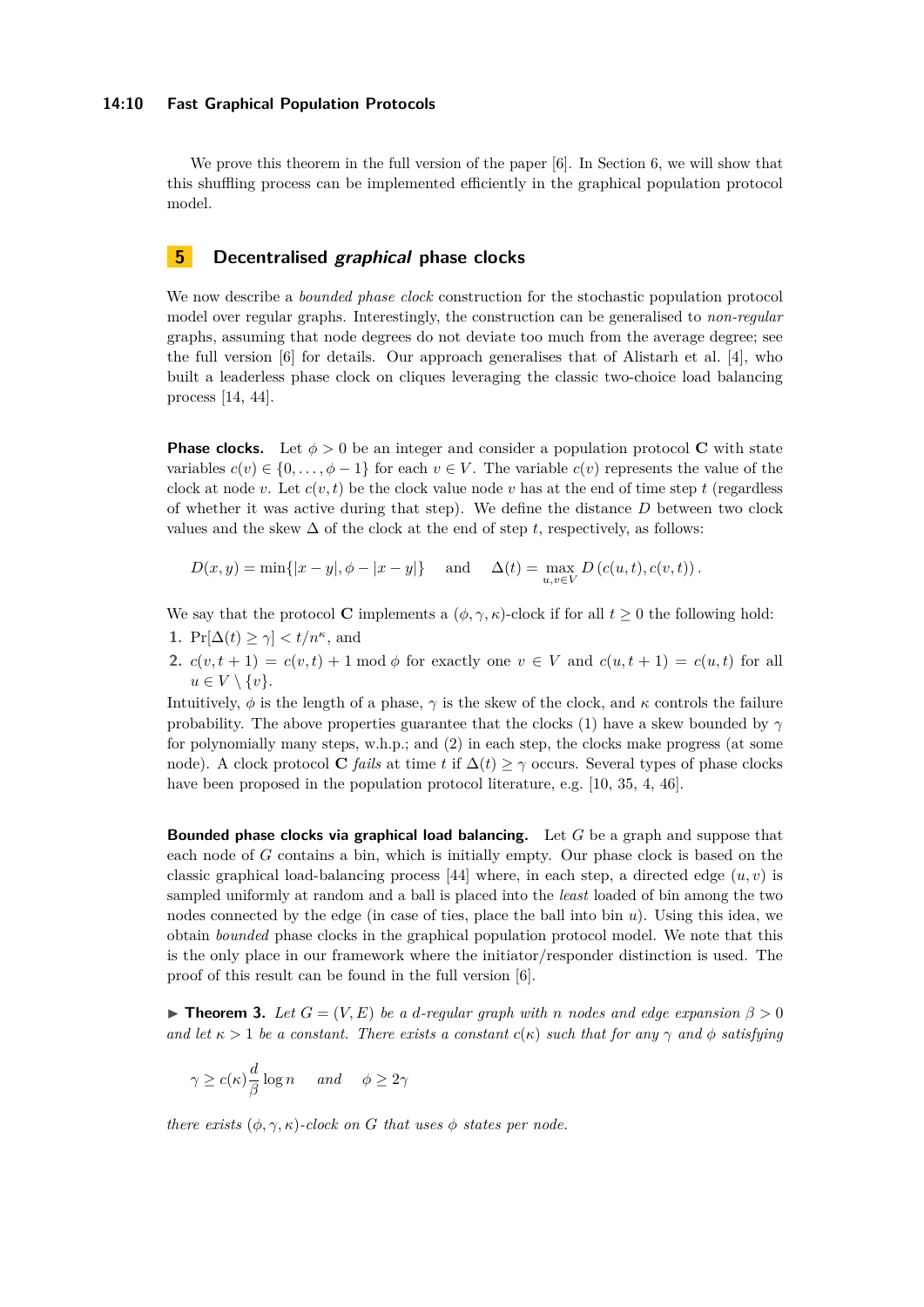We prove this theorem in the full version of the paper [6]. In Section 6, we will show that this shuffling process can be implemented efficiently in the graphical population protocol model.

## 5 Decentralised *graphical* phase clocks

We now describe a *bounded phase clock* construction for the stochastic population protocol model over regular graphs. Interestingly, the construction can be generalised to *non-regular* graphs, assuming that node degrees do not deviate too much from the average degree; see the full version [6] for details. Our approach generalises that of Alistarh et al. [4], who built a leaderless phase clock on cliques leveraging the classic two-choice load balancing process [14, 44].

**Phase clocks.** Let $\phi > 0$ be an integer and consider a population protocol $\mathbf{C}$ with state variables $c(v) \in \{0, \ldots, \phi - 1\}$ for each $v \in V$. The variable $c(v)$ represents the value of the clock at node $v$. Let $c(v, t)$ be the clock value node $v$ has at the end of time step $t$ (regardless of whether it was active during that step). We define the distance $D$ between two clock values and the skew $\Delta$ of the clock at the end of step $t$, respectively, as follows:

$$D(x, y) = \min\{|x - y|, \phi - |x - y|\} \quad \text{and} \quad \Delta(t) = \max_{u,v \in V} D\left(c(u, t), c(v, t)\right).$$

We say that the protocol $\mathbf{C}$ implements a $(\phi, \gamma, \kappa)$-clock if for all $t \geq 0$ the following hold:

1. $\Pr[\Delta(t) \geq \gamma] < t/n^{\kappa}$, and
2. $c(v, t + 1) = c(v, t) + 1 \bmod \phi$ for exactly one $v \in V$ and $c(u, t + 1) = c(u, t)$ for all $u \in V \setminus \{v\}$.

Intuitively, $\phi$ is the length of a phase, $\gamma$ is the skew of the clock, and $\kappa$ controls the failure probability. The above properties guarantee that the clocks (1) have a skew bounded by $\gamma$ for polynomially many steps, w.h.p.; and (2) in each step, the clocks make progress (at some node). A clock protocol $\mathbf{C}$ *fails* at time $t$ if $\Delta(t) \geq \gamma$ occurs. Several types of phase clocks have been proposed in the population protocol literature, e.g. [10, 35, 4, 46].

**Bounded phase clocks via graphical load balancing.** Let $G$ be a graph and suppose that each node of $G$ contains a bin, which is initially empty. Our phase clock is based on the classic graphical load-balancing process [44] where, in each step, a directed edge $(u, v)$ is sampled uniformly at random and a ball is placed into the *least* loaded of bin among the two nodes connected by the edge (in case of ties, place the ball into bin $u$). Using this idea, we obtain *bounded* phase clocks in the graphical population protocol model. We note that this is the only place in our framework where the initiator/responder distinction is used. The proof of this result can be found in the full version [6].

▶ **Theorem 3.** *Let $G = (V, E)$ be a $d$-regular graph with $n$ nodes and edge expansion $\beta > 0$ and let $\kappa > 1$ be a constant. There exists a constant $c(\kappa)$ such that for any $\gamma$ and $\phi$ satisfying*

$$\gamma \geq c(\kappa)\frac{d}{\beta}\log n \quad \text{and} \quad \phi \geq 2\gamma$$

*there exists $(\phi, \gamma, \kappa)$-clock on $G$ that uses $\phi$ states per node.*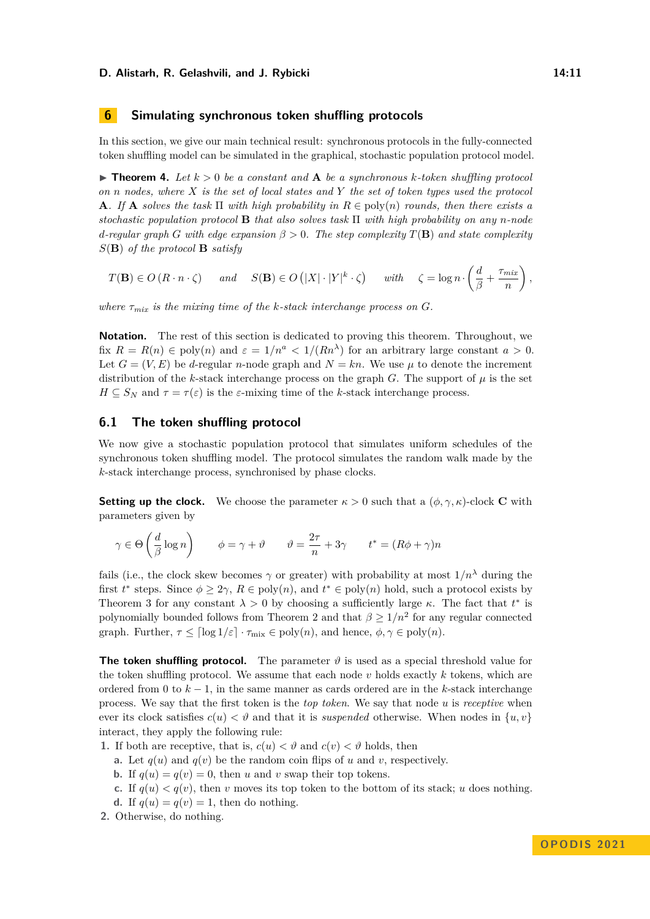## 6 Simulating synchronous token shuffling protocols

In this section, we give our main technical result: synchronous protocols in the fully-connected token shuffling model can be simulated in the graphical, stochastic population protocol model.

▶ **Theorem 4.** *Let $k > 0$ be a constant and* $\mathbf{A}$ *be a synchronous $k$-token shuffling protocol on $n$ nodes, where $X$ is the set of local states and $Y$ the set of token types used the protocol* $\mathbf{A}$*. If* $\mathbf{A}$ *solves the task $\Pi$ with high probability in $R \in \mathrm{poly}(n)$ rounds, then there exists a stochastic population protocol* $\mathbf{B}$ *that also solves task $\Pi$ with high probability on any $n$-node $d$-regular graph $G$ with edge expansion $\beta > 0$. The step complexity $T(\mathbf{B})$ and state complexity $S(\mathbf{B})$ of the protocol* $\mathbf{B}$ *satisfy*

$$T(\mathbf{B}) \in O\left(R \cdot n \cdot \zeta\right) \quad \text{and} \quad S(\mathbf{B}) \in O\left(|X| \cdot |Y|^k \cdot \zeta\right) \quad \text{with} \quad \zeta = \log n \cdot \left(\frac{d}{\beta} + \frac{\tau_{mix}}{n}\right),$$

*where $\tau_{mix}$ is the mixing time of the $k$-stack interchange process on $G$.*

**Notation.** The rest of this section is dedicated to proving this theorem. Throughout, we fix $R = R(n) \in \mathrm{poly}(n)$ and $\varepsilon = 1/n^a < 1/(Rn^\lambda)$ for an arbitrary large constant $a > 0$. Let $G = (V, E)$ be a $d$-regular $n$-node graph and $N = kn$. We use $\mu$ to denote the increment distribution of the $k$-stack interchange process on the graph $G$. The support of $\mu$ is the set $H \subseteq S_N$ and $\tau = \tau(\varepsilon)$ is the $\varepsilon$-mixing time of the $k$-stack interchange process.

### 6.1 The token shuffling protocol

We now give a stochastic population protocol that simulates uniform schedules of the synchronous token shuffling model. The protocol simulates the random walk made by the $k$-stack interchange process, synchronised by phase clocks.

**Setting up the clock.** We choose the parameter $\kappa > 0$ such that a $(\phi, \gamma, \kappa)$-clock $\mathbf{C}$ with parameters given by

$$\gamma \in \Theta\left(\frac{d}{\beta}\log n\right) \qquad \phi = \gamma + \vartheta \qquad \vartheta = \frac{2\tau}{n} + 3\gamma \qquad t^* = (R\phi + \gamma)n$$

fails (i.e., the clock skew becomes $\gamma$ or greater) with probability at most $1/n^\lambda$ during the first $t^*$ steps. Since $\phi \geq 2\gamma$, $R \in \mathrm{poly}(n)$, and $t^* \in \mathrm{poly}(n)$ hold, such a protocol exists by Theorem 3 for any constant $\lambda > 0$ by choosing a sufficiently large $\kappa$. The fact that $t^*$ is polynomially bounded follows from Theorem 2 and that $\beta \geq 1/n^2$ for any regular connected graph. Further, $\tau \leq \lceil \log 1/\varepsilon \rceil \cdot \tau_{\mathrm{mix}} \in \mathrm{poly}(n)$, and hence, $\phi, \gamma \in \mathrm{poly}(n)$.

**The token shuffling protocol.** The parameter $\vartheta$ is used as a special threshold value for the token shuffling protocol. We assume that each node $v$ holds exactly $k$ tokens, which are ordered from $0$ to $k-1$, in the same manner as cards ordered are in the $k$-stack interchange process. We say that the first token is the *top token*. We say that node $u$ is *receptive* when ever its clock satisfies $c(u) < \vartheta$ and that it is *suspended* otherwise. When nodes in $\{u, v\}$ interact, they apply the following rule:

1. If both are receptive, that is, $c(u) < \vartheta$ and $c(v) < \vartheta$ holds, then
   a. Let $q(u)$ and $q(v)$ be the random coin flips of $u$ and $v$, respectively.
   b. If $q(u) = q(v) = 0$, then $u$ and $v$ swap their top tokens.
   c. If $q(u) < q(v)$, then $v$ moves its top token to the bottom of its stack; $u$ does nothing.
   d. If $q(u) = q(v) = 1$, then do nothing.
2. Otherwise, do nothing.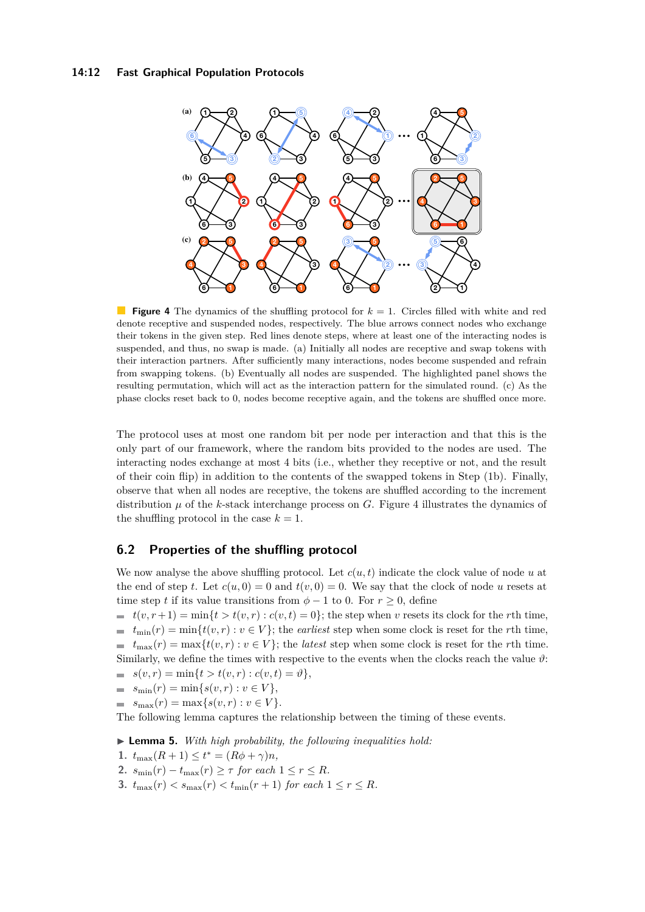**Figure 4** The dynamics of the shuffling protocol for $k = 1$. Circles filled with white and red denote receptive and suspended nodes, respectively. The blue arrows connect nodes who exchange their tokens in the given step. Red lines denote steps, where at least one of the interacting nodes is suspended, and thus, no swap is made. (a) Initially all nodes are receptive and swap tokens with their interaction partners. After sufficiently many interactions, nodes become suspended and refrain from swapping tokens. (b) Eventually all nodes are suspended. The highlighted panel shows the resulting permutation, which will act as the interaction pattern for the simulated round. (c) As the phase clocks reset back to 0, nodes become receptive again, and the tokens are shuffled once more.

The protocol uses at most one random bit per node per interaction and that this is the only part of our framework, where the random bits provided to the nodes are used. The interacting nodes exchange at most 4 bits (i.e., whether they receptive or not, and the result of their coin flip) in addition to the contents of the swapped tokens in Step (1b). Finally, observe that when all nodes are receptive, the tokens are shuffled according to the increment distribution $\mu$ of the $k$-stack interchange process on $G$. Figure 4 illustrates the dynamics of the shuffling protocol in the case $k = 1$.

## 6.2 Properties of the shuffling protocol

We now analyse the above shuffling protocol. Let $c(u, t)$ indicate the clock value of node $u$ at the end of step $t$. Let $c(u, 0) = 0$ and $t(v, 0) = 0$. We say that the clock of node $u$ resets at time step $t$ if its value transitions from $\phi - 1$ to 0. For $r \geq 0$, define

- $t(v, r+1) = \min\{t > t(v, r) : c(v, t) = 0\}$; the step when $v$ resets its clock for the $r$th time,
- $t_{\min}(r) = \min\{t(v, r) : v \in V\}$; the *earliest* step when some clock is reset for the $r$th time,
- $t_{\max}(r) = \max\{t(v, r) : v \in V\}$; the *latest* step when some clock is reset for the $r$th time.

Similarly, we define the times with respective to the events when the clocks reach the value $\vartheta$:

- $s(v, r) = \min\{t > t(v, r) : c(v, t) = \vartheta\}$,
- $s_{\min}(r) = \min\{s(v, r) : v \in V\}$,
- $s_{\max}(r) = \max\{s(v, r) : v \in V\}$.

The following lemma captures the relationship between the timing of these events.

**Lemma 5.** *With high probability, the following inequalities hold:*

1. $t_{\max}(R + 1) \leq t^* = (R\phi + \gamma)n$,
2. $s_{\min}(r) - t_{\max}(r) \geq \tau$ *for each* $1 \leq r \leq R$.
3. $t_{\max}(r) < s_{\max}(r) < t_{\min}(r + 1)$ *for each* $1 \leq r \leq R$.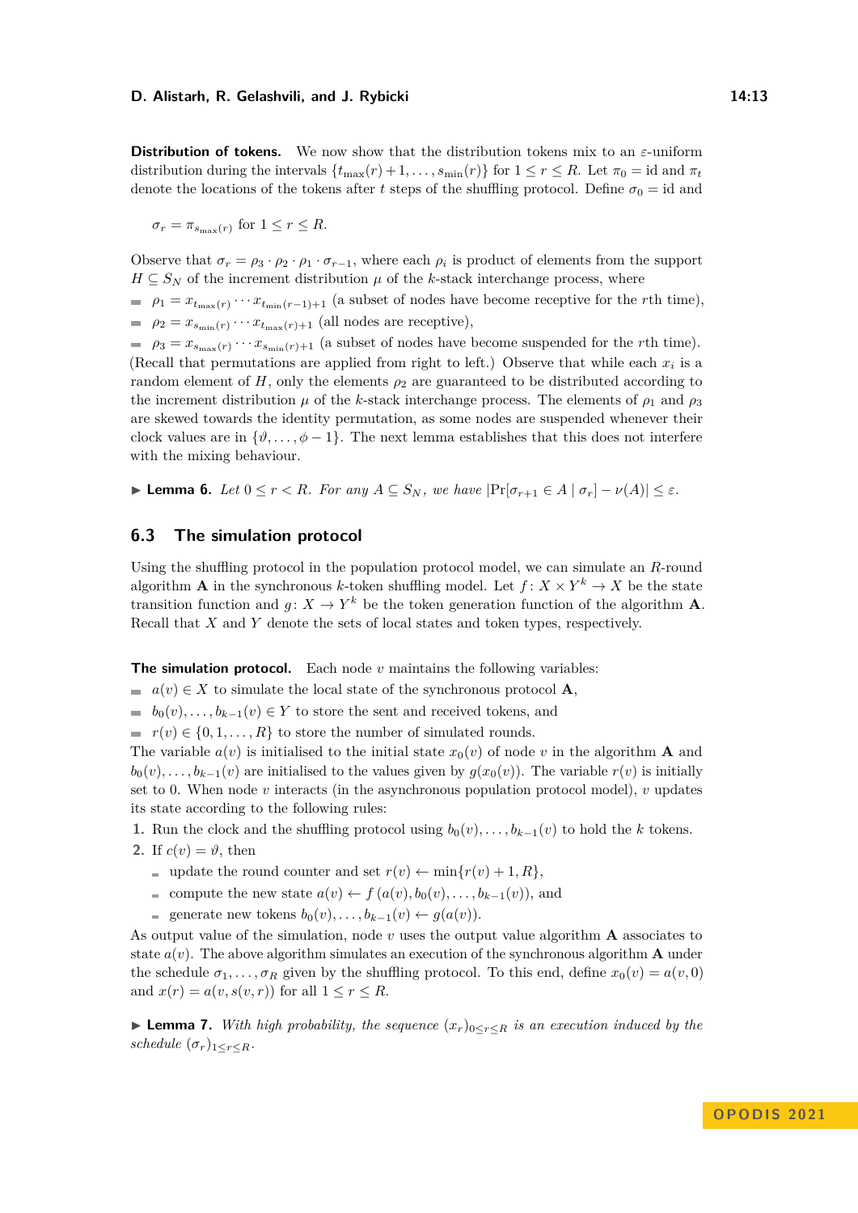**Distribution of tokens.** We now show that the distribution tokens mix to an $\varepsilon$-uniform distribution during the intervals $\{t_{\max}(r)+1, \dots, s_{\min}(r)\}$ for $1 \le r \le R$. Let $\pi_0 = \mathrm{id}$ and $\pi_t$ denote the locations of the tokens after $t$ steps of the shuffling protocol. Define $\sigma_0 = \mathrm{id}$ and

$$\sigma_r = \pi_{s_{\max}(r)} \text{ for } 1 \le r \le R.$$

Observe that $\sigma_r = \rho_3 \cdot \rho_2 \cdot \rho_1 \cdot \sigma_{r-1}$, where each $\rho_i$ is product of elements from the support $H \subseteq S_N$ of the increment distribution $\mu$ of the $k$-stack interchange process, where

- $\rho_1 = x_{t_{\max}(r)} \cdots x_{t_{\min}(r-1)+1}$ (a subset of nodes have become receptive for the $r$th time),
- $\rho_2 = x_{s_{\min}(r)} \cdots x_{t_{\max}(r)+1}$ (all nodes are receptive),
- $\rho_3 = x_{s_{\max}(r)} \cdots x_{s_{\min}(r)+1}$ (a subset of nodes have become suspended for the $r$th time).

(Recall that permutations are applied from right to left.) Observe that while each $x_i$ is a random element of $H$, only the elements $\rho_2$ are guaranteed to be distributed according to the increment distribution $\mu$ of the $k$-stack interchange process. The elements of $\rho_1$ and $\rho_3$ are skewed towards the identity permutation, as some nodes are suspended whenever their clock values are in $\{\vartheta, \dots, \phi - 1\}$. The next lemma establishes that this does not interfere with the mixing behaviour.

▶ **Lemma 6.** *Let $0 \le r < R$. For any $A \subseteq S_N$, we have $|\Pr[\sigma_{r+1} \in A \mid \sigma_r] - \nu(A)| \le \varepsilon$.*

## 6.3 The simulation protocol

Using the shuffling protocol in the population protocol model, we can simulate an $R$-round algorithm $\mathbf{A}$ in the synchronous $k$-token shuffling model. Let $f \colon X \times Y^k \to X$ be the state transition function and $g \colon X \to Y^k$ be the token generation function of the algorithm $\mathbf{A}$. Recall that $X$ and $Y$ denote the sets of local states and token types, respectively.

**The simulation protocol.** Each node $v$ maintains the following variables:

- $a(v) \in X$ to simulate the local state of the synchronous protocol $\mathbf{A}$,
- $b_0(v), \dots, b_{k-1}(v) \in Y$ to store the sent and received tokens, and
- $r(v) \in \{0, 1, \dots, R\}$ to store the number of simulated rounds.

The variable $a(v)$ is initialised to the initial state $x_0(v)$ of node $v$ in the algorithm $\mathbf{A}$ and $b_0(v), \dots, b_{k-1}(v)$ are initialised to the values given by $g(x_0(v))$. The variable $r(v)$ is initially set to 0. When node $v$ interacts (in the asynchronous population protocol model), $v$ updates its state according to the following rules:

1. Run the clock and the shuffling protocol using $b_0(v), \dots, b_{k-1}(v)$ to hold the $k$ tokens.
2. If $c(v) = \vartheta$, then
   - update the round counter and set $r(v) \leftarrow \min\{r(v) + 1, R\}$,
   - compute the new state $a(v) \leftarrow f(a(v), b_0(v), \dots, b_{k-1}(v))$, and
   - generate new tokens $b_0(v), \dots, b_{k-1}(v) \leftarrow g(a(v))$.

As output value of the simulation, node $v$ uses the output value algorithm $\mathbf{A}$ associates to state $a(v)$. The above algorithm simulates an execution of the synchronous algorithm $\mathbf{A}$ under the schedule $\sigma_1, \dots, \sigma_R$ given by the shuffling protocol. To this end, define $x_0(v) = a(v, 0)$ and $x(r) = a(v, s(v, r))$ for all $1 \le r \le R$.

▶ **Lemma 7.** *With high probability, the sequence $(x_r)_{0 \le r \le R}$ is an execution induced by the schedule $(\sigma_r)_{1 \le r \le R}$.*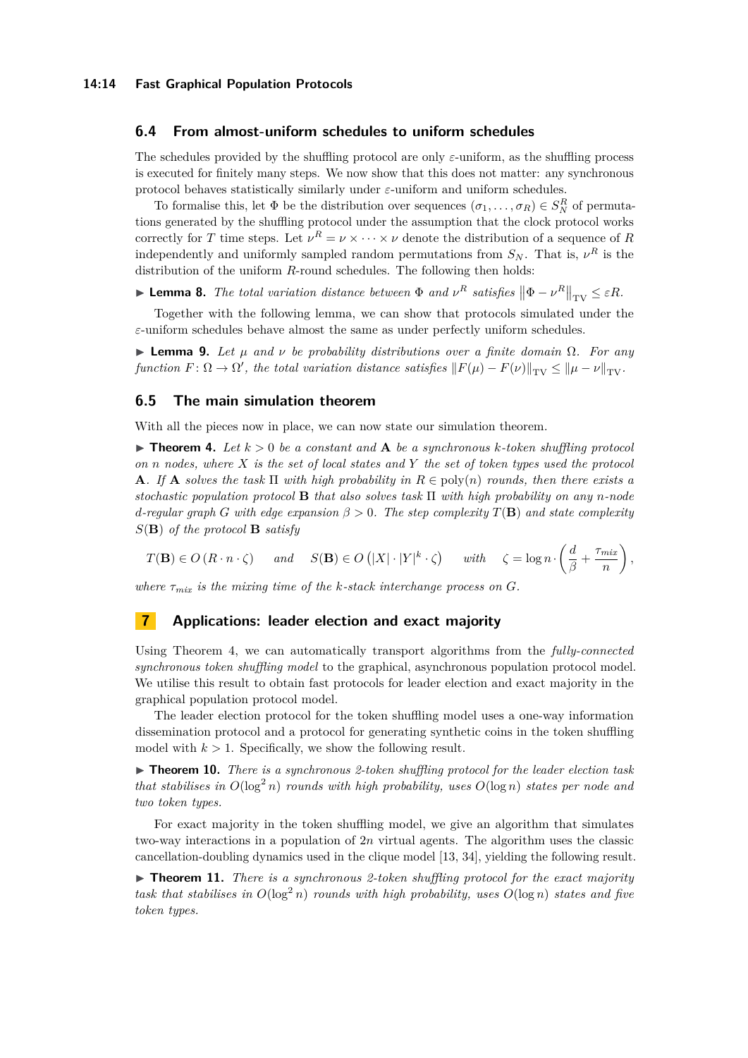## 6.4 From almost-uniform schedules to uniform schedules

The schedules provided by the shuffling protocol are only $\varepsilon$-uniform, as the shuffling process is executed for finitely many steps. We now show that this does not matter: any synchronous protocol behaves statistically similarly under $\varepsilon$-uniform and uniform schedules.

To formalise this, let $\Phi$ be the distribution over sequences $(\sigma_1, \dots, \sigma_R) \in S_N^R$ of permutations generated by the shuffling protocol under the assumption that the clock protocol works correctly for $T$ time steps. Let $\nu^R = \nu \times \cdots \times \nu$ denote the distribution of a sequence of $R$ independently and uniformly sampled random permutations from $S_N$. That is, $\nu^R$ is the distribution of the uniform $R$-round schedules. The following then holds:

▶ **Lemma 8.** *The total variation distance between $\Phi$ and $\nu^R$ satisfies $\left\|\Phi - \nu^R\right\|_{\mathrm{TV}} \leq \varepsilon R$.*

Together with the following lemma, we can show that protocols simulated under the $\varepsilon$-uniform schedules behave almost the same as under perfectly uniform schedules.

▶ **Lemma 9.** *Let $\mu$ and $\nu$ be probability distributions over a finite domain $\Omega$. For any function $F \colon \Omega \to \Omega'$, the total variation distance satisfies $\|F(\mu) - F(\nu)\|_{\mathrm{TV}} \leq \|\mu - \nu\|_{\mathrm{TV}}$.*

## 6.5 The main simulation theorem

With all the pieces now in place, we can now state our simulation theorem.

▶ **Theorem 4.** *Let $k > 0$ be a constant and $\mathbf{A}$ be a synchronous $k$-token shuffling protocol on $n$ nodes, where $X$ is the set of local states and $Y$ the set of token types used the protocol $\mathbf{A}$. If $\mathbf{A}$ solves the task $\Pi$ with high probability in $R \in \mathrm{poly}(n)$ rounds, then there exists a stochastic population protocol $\mathbf{B}$ that also solves task $\Pi$ with high probability on any $n$-node $d$-regular graph $G$ with edge expansion $\beta > 0$. The step complexity $T(\mathbf{B})$ and state complexity $S(\mathbf{B})$ of the protocol $\mathbf{B}$ satisfy*

$$T(\mathbf{B}) \in O\left(R \cdot n \cdot \zeta\right) \quad \text{and} \quad S(\mathbf{B}) \in O\left(|X| \cdot |Y|^k \cdot \zeta\right) \quad \text{with} \quad \zeta = \log n \cdot \left(\frac{d}{\beta} + \frac{\tau_{mix}}{n}\right),$$

*where $\tau_{mix}$ is the mixing time of the $k$-stack interchange process on $G$.*

# 7 Applications: leader election and exact majority

Using Theorem 4, we can automatically transport algorithms from the *fully-connected synchronous token shuffling model* to the graphical, asynchronous population protocol model. We utilise this result to obtain fast protocols for leader election and exact majority in the graphical population protocol model.

The leader election protocol for the token shuffling model uses a one-way information dissemination protocol and a protocol for generating synthetic coins in the token shuffling model with $k > 1$. Specifically, we show the following result.

▶ **Theorem 10.** *There is a synchronous 2-token shuffling protocol for the leader election task that stabilises in $O(\log^2 n)$ rounds with high probability, uses $O(\log n)$ states per node and two token types.*

For exact majority in the token shuffling model, we give an algorithm that simulates two-way interactions in a population of $2n$ virtual agents. The algorithm uses the classic cancellation-doubling dynamics used in the clique model [13, 34], yielding the following result.

▶ **Theorem 11.** *There is a synchronous 2-token shuffling protocol for the exact majority task that stabilises in $O(\log^2 n)$ rounds with high probability, uses $O(\log n)$ states and five token types.*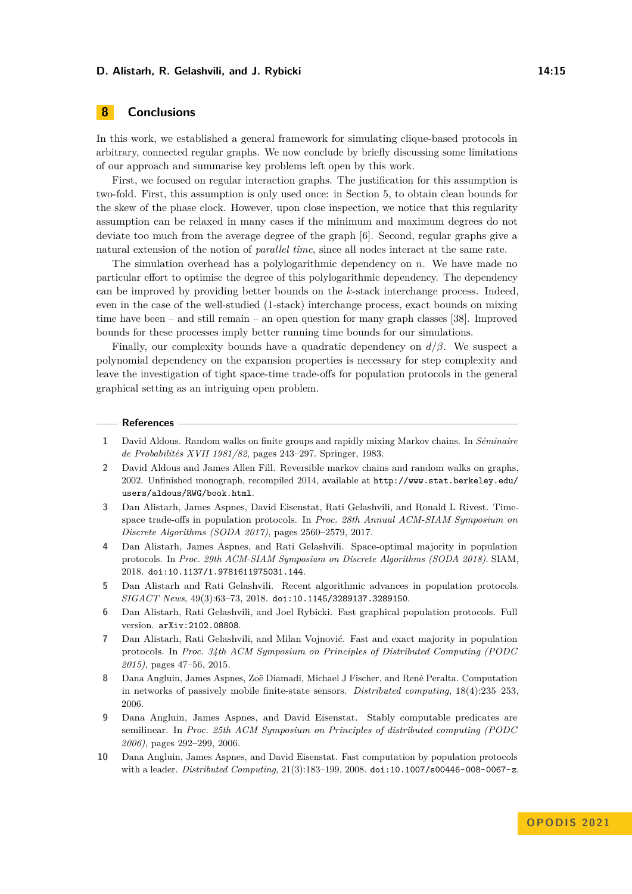## 8 Conclusions

In this work, we established a general framework for simulating clique-based protocols in arbitrary, connected regular graphs. We now conclude by briefly discussing some limitations of our approach and summarise key problems left open by this work.

First, we focused on regular interaction graphs. The justification for this assumption is two-fold. First, this assumption is only used once: in Section 5, to obtain clean bounds for the skew of the phase clock. However, upon close inspection, we notice that this regularity assumption can be relaxed in many cases if the minimum and maximum degrees do not deviate too much from the average degree of the graph [6]. Second, regular graphs give a natural extension of the notion of *parallel time*, since all nodes interact at the same rate.

The simulation overhead has a polylogarithmic dependency on $n$. We have made no particular effort to optimise the degree of this polylogarithmic dependency. The dependency can be improved by providing better bounds on the $k$-stack interchange process. Indeed, even in the case of the well-studied (1-stack) interchange process, exact bounds on mixing time have been – and still remain – an open question for many graph classes [38]. Improved bounds for these processes imply better running time bounds for our simulations.

Finally, our complexity bounds have a quadratic dependency on $d/\beta$. We suspect a polynomial dependency on the expansion properties is necessary for step complexity and leave the investigation of tight space-time trade-offs for population protocols in the general graphical setting as an intriguing open problem.

## References

1. David Aldous. Random walks on finite groups and rapidly mixing Markov chains. In *Séminaire de Probabilités XVII 1981/82*, pages 243–297. Springer, 1983.
2. David Aldous and James Allen Fill. Reversible markov chains and random walks on graphs, 2002. Unfinished monograph, recompiled 2014, available at http://www.stat.berkeley.edu/users/aldous/RWG/book.html.
3. Dan Alistarh, James Aspnes, David Eisenstat, Rati Gelashvili, and Ronald L Rivest. Time-space trade-offs in population protocols. In *Proc. 28th Annual ACM-SIAM Symposium on Discrete Algorithms (SODA 2017)*, pages 2560–2579, 2017.
4. Dan Alistarh, James Aspnes, and Rati Gelashvili. Space-optimal majority in population protocols. In *Proc. 29th ACM-SIAM Symposium on Discrete Algorithms (SODA 2018)*. SIAM, 2018. doi:10.1137/1.9781611975031.144.
5. Dan Alistarh and Rati Gelashvili. Recent algorithmic advances in population protocols. *SIGACT News*, 49(3):63–73, 2018. doi:10.1145/3289137.3289150.
6. Dan Alistarh, Rati Gelashvili, and Joel Rybicki. Fast graphical population protocols. Full version. arXiv:2102.08808.
7. Dan Alistarh, Rati Gelashvili, and Milan Vojnović. Fast and exact majority in population protocols. In *Proc. 34th ACM Symposium on Principles of Distributed Computing (PODC 2015)*, pages 47–56, 2015.
8. Dana Angluin, James Aspnes, Zoë Diamadi, Michael J Fischer, and René Peralta. Computation in networks of passively mobile finite-state sensors. *Distributed computing*, 18(4):235–253, 2006.
9. Dana Angluin, James Aspnes, and David Eisenstat. Stably computable predicates are semilinear. In *Proc. 25th ACM Symposium on Principles of distributed computing (PODC 2006)*, pages 292–299, 2006.
10. Dana Angluin, James Aspnes, and David Eisenstat. Fast computation by population protocols with a leader. *Distributed Computing*, 21(3):183–199, 2008. doi:10.1007/s00446-008-0067-z.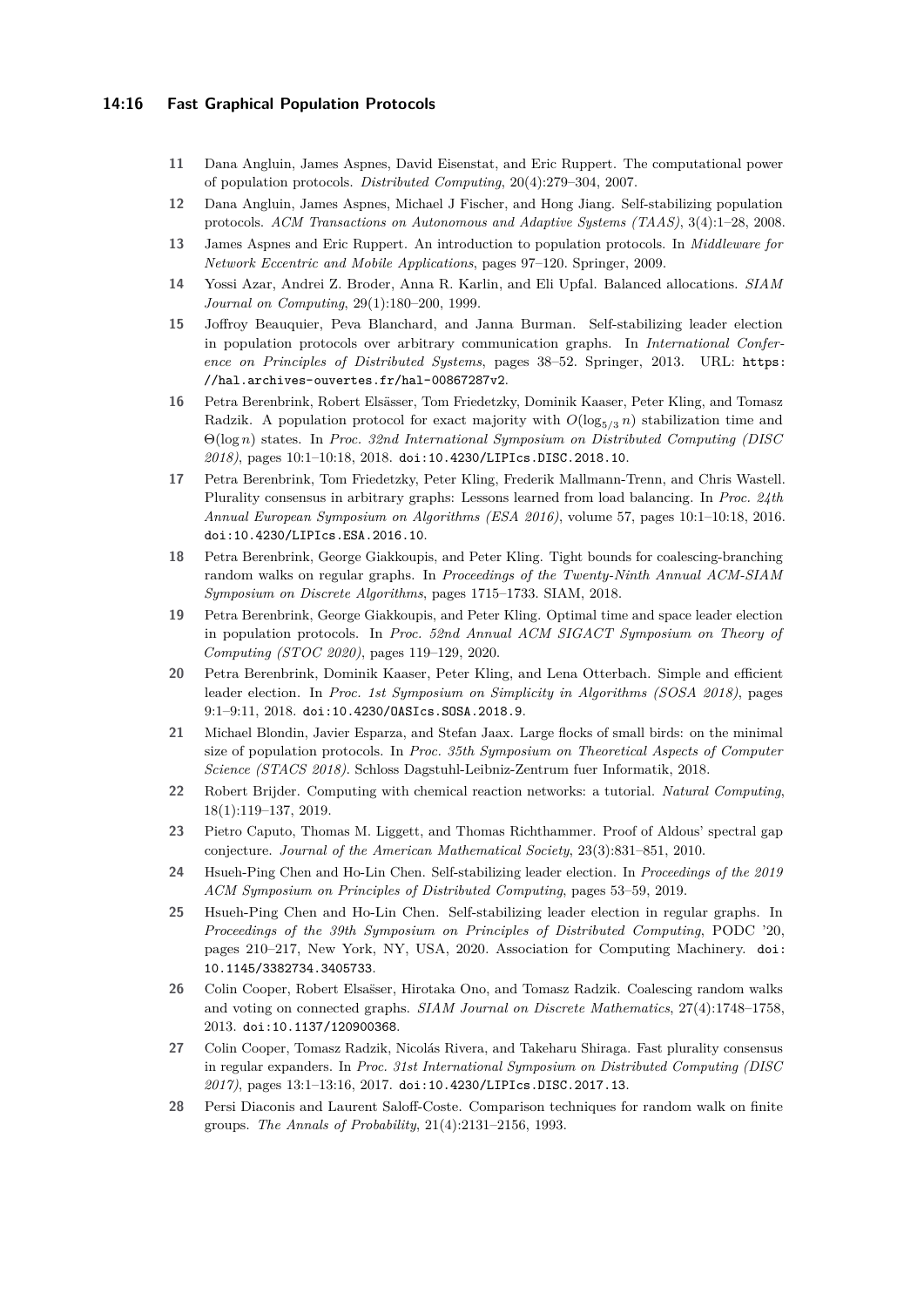11 Dana Angluin, James Aspnes, David Eisenstat, and Eric Ruppert. The computational power of population protocols. *Distributed Computing*, 20(4):279–304, 2007.

12 Dana Angluin, James Aspnes, Michael J Fischer, and Hong Jiang. Self-stabilizing population protocols. *ACM Transactions on Autonomous and Adaptive Systems (TAAS)*, 3(4):1–28, 2008.

13 James Aspnes and Eric Ruppert. An introduction to population protocols. In *Middleware for Network Eccentric and Mobile Applications*, pages 97–120. Springer, 2009.

14 Yossi Azar, Andrei Z. Broder, Anna R. Karlin, and Eli Upfal. Balanced allocations. *SIAM Journal on Computing*, 29(1):180–200, 1999.

15 Joffroy Beauquier, Peva Blanchard, and Janna Burman. Self-stabilizing leader election in population protocols over arbitrary communication graphs. In *International Conference on Principles of Distributed Systems*, pages 38–52. Springer, 2013. URL: https://hal.archives-ouvertes.fr/hal-00867287v2.

16 Petra Berenbrink, Robert Elsässer, Tom Friedetzky, Dominik Kaaser, Peter Kling, and Tomasz Radzik. A population protocol for exact majority with $O(\log_{5/3} n)$ stabilization time and $\Theta(\log n)$ states. In *Proc. 32nd International Symposium on Distributed Computing (DISC 2018)*, pages 10:1–10:18, 2018. doi:10.4230/LIPIcs.DISC.2018.10.

17 Petra Berenbrink, Tom Friedetzky, Peter Kling, Frederik Mallmann-Trenn, and Chris Wastell. Plurality consensus in arbitrary graphs: Lessons learned from load balancing. In *Proc. 24th Annual European Symposium on Algorithms (ESA 2016)*, volume 57, pages 10:1–10:18, 2016. doi:10.4230/LIPIcs.ESA.2016.10.

18 Petra Berenbrink, George Giakkoupis, and Peter Kling. Tight bounds for coalescing-branching random walks on regular graphs. In *Proceedings of the Twenty-Ninth Annual ACM-SIAM Symposium on Discrete Algorithms*, pages 1715–1733. SIAM, 2018.

19 Petra Berenbrink, George Giakkoupis, and Peter Kling. Optimal time and space leader election in population protocols. In *Proc. 52nd Annual ACM SIGACT Symposium on Theory of Computing (STOC 2020)*, pages 119–129, 2020.

20 Petra Berenbrink, Dominik Kaaser, Peter Kling, and Lena Otterbach. Simple and efficient leader election. In *Proc. 1st Symposium on Simplicity in Algorithms (SOSA 2018)*, pages 9:1–9:11, 2018. doi:10.4230/OASIcs.SOSA.2018.9.

21 Michael Blondin, Javier Esparza, and Stefan Jaax. Large flocks of small birds: on the minimal size of population protocols. In *Proc. 35th Symposium on Theoretical Aspects of Computer Science (STACS 2018)*. Schloss Dagstuhl-Leibniz-Zentrum fuer Informatik, 2018.

22 Robert Brijder. Computing with chemical reaction networks: a tutorial. *Natural Computing*, 18(1):119–137, 2019.

23 Pietro Caputo, Thomas M. Liggett, and Thomas Richthammer. Proof of Aldous' spectral gap conjecture. *Journal of the American Mathematical Society*, 23(3):831–851, 2010.

24 Hsueh-Ping Chen and Ho-Lin Chen. Self-stabilizing leader election. In *Proceedings of the 2019 ACM Symposium on Principles of Distributed Computing*, pages 53–59, 2019.

25 Hsueh-Ping Chen and Ho-Lin Chen. Self-stabilizing leader election in regular graphs. In *Proceedings of the 39th Symposium on Principles of Distributed Computing*, PODC '20, pages 210–217, New York, NY, USA, 2020. Association for Computing Machinery. doi:10.1145/3382734.3405733.

26 Colin Cooper, Robert Elsaïsser, Hirotaka Ono, and Tomasz Radzik. Coalescing random walks and voting on connected graphs. *SIAM Journal on Discrete Mathematics*, 27(4):1748–1758, 2013. doi:10.1137/120900368.

27 Colin Cooper, Tomasz Radzik, Nicolás Rivera, and Takeharu Shiraga. Fast plurality consensus in regular expanders. In *Proc. 31st International Symposium on Distributed Computing (DISC 2017)*, pages 13:1–13:16, 2017. doi:10.4230/LIPIcs.DISC.2017.13.

28 Persi Diaconis and Laurent Saloff-Coste. Comparison techniques for random walk on finite groups. *The Annals of Probability*, 21(4):2131–2156, 1993.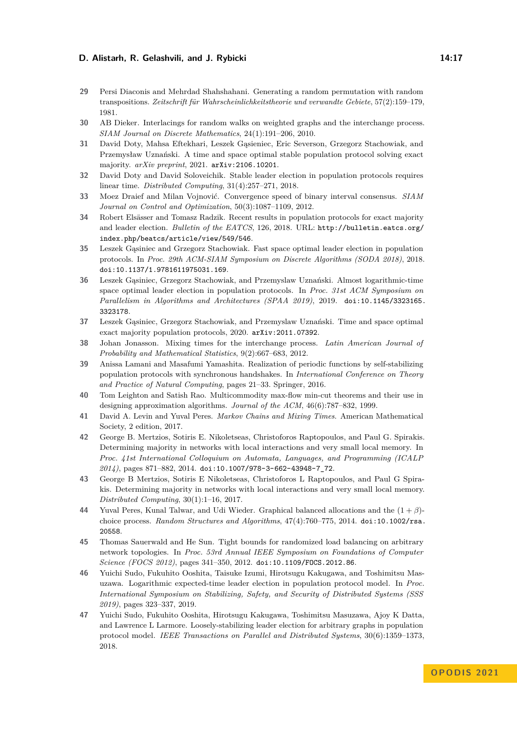29 Persi Diaconis and Mehrdad Shahshahani. Generating a random permutation with random transpositions. *Zeitschrift für Wahrscheinlichkeitstheorie und verwandte Gebiete*, 57(2):159–179, 1981.

30 AB Dieker. Interlacings for random walks on weighted graphs and the interchange process. *SIAM Journal on Discrete Mathematics*, 24(1):191–206, 2010.

31 David Doty, Mahsa Eftekhari, Leszek Gąsieniec, Eric Severson, Grzegorz Stachowiak, and Przemysław Uznański. A time and space optimal stable population protocol solving exact majority. *arXiv preprint*, 2021. arXiv:2106.10201.

32 David Doty and David Soloveichik. Stable leader election in population protocols requires linear time. *Distributed Computing*, 31(4):257–271, 2018.

33 Moez Draief and Milan Vojnović. Convergence speed of binary interval consensus. *SIAM Journal on Control and Optimization*, 50(3):1087–1109, 2012.

34 Robert Elsässer and Tomasz Radzik. Recent results in population protocols for exact majority and leader election. *Bulletin of the EATCS*, 126, 2018. URL: http://bulletin.eatcs.org/index.php/beatcs/article/view/549/546.

35 Leszek Gąsiniec and Grzegorz Stachowiak. Fast space optimal leader election in population protocols. In *Proc. 29th ACM-SIAM Symposium on Discrete Algorithms (SODA 2018)*, 2018. doi:10.1137/1.9781611975031.169.

36 Leszek Gąsiniec, Grzegorz Stachowiak, and Przemyslaw Uznański. Almost logarithmic-time space optimal leader election in population protocols. In *Proc. 31st ACM Symposium on Parallelism in Algorithms and Architectures (SPAA 2019)*, 2019. doi:10.1145/3323165.3323178.

37 Leszek Gąsiniec, Grzegorz Stachowiak, and Przemysław Uznański. Time and space optimal exact majority population protocols, 2020. arXiv:2011.07392.

38 Johan Jonasson. Mixing times for the interchange process. *Latin American Journal of Probability and Mathematical Statistics*, 9(2):667–683, 2012.

39 Anissa Lamani and Masafumi Yamashita. Realization of periodic functions by self-stabilizing population protocols with synchronous handshakes. In *International Conference on Theory and Practice of Natural Computing*, pages 21–33. Springer, 2016.

40 Tom Leighton and Satish Rao. Multicommodity max-flow min-cut theorems and their use in designing approximation algorithms. *Journal of the ACM*, 46(6):787–832, 1999.

41 David A. Levin and Yuval Peres. *Markov Chains and Mixing Times*. American Mathematical Society, 2 edition, 2017.

42 George B. Mertzios, Sotiris E. Nikoletseas, Christoforos Raptopoulos, and Paul G. Spirakis. Determining majority in networks with local interactions and very small local memory. In *Proc. 41st International Colloquium on Automata, Languages, and Programming (ICALP 2014)*, pages 871–882, 2014. doi:10.1007/978-3-662-43948-7_72.

43 George B Mertzios, Sotiris E Nikoletseas, Christoforos L Raptopoulos, and Paul G Spirakis. Determining majority in networks with local interactions and very small local memory. *Distributed Computing*, 30(1):1–16, 2017.

44 Yuval Peres, Kunal Talwar, and Udi Wieder. Graphical balanced allocations and the $(1+\beta)$-choice process. *Random Structures and Algorithms*, 47(4):760–775, 2014. doi:10.1002/rsa.20558.

45 Thomas Sauerwald and He Sun. Tight bounds for randomized load balancing on arbitrary network topologies. In *Proc. 53rd Annual IEEE Symposium on Foundations of Computer Science (FOCS 2012)*, pages 341–350, 2012. doi:10.1109/FOCS.2012.86.

46 Yuichi Sudo, Fukuhito Ooshita, Taisuke Izumi, Hirotsugu Kakugawa, and Toshimitsu Masuzawa. Logarithmic expected-time leader election in population protocol model. In *Proc. International Symposium on Stabilizing, Safety, and Security of Distributed Systems (SSS 2019)*, pages 323–337, 2019.

47 Yuichi Sudo, Fukuhito Ooshita, Hirotsugu Kakugawa, Toshimitsu Masuzawa, Ajoy K Datta, and Lawrence L Larmore. Loosely-stabilizing leader election for arbitrary graphs in population protocol model. *IEEE Transactions on Parallel and Distributed Systems*, 30(6):1359–1373, 2018.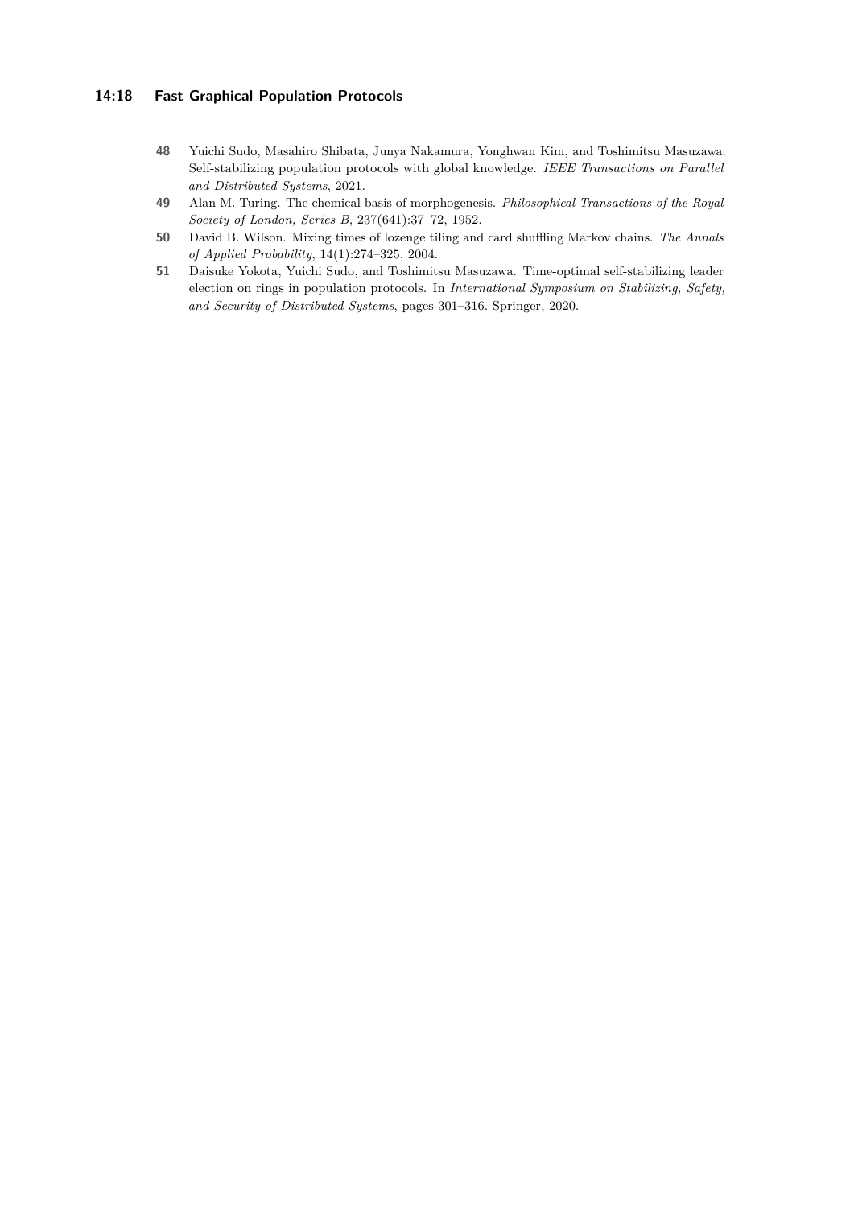48. Yuichi Sudo, Masahiro Shibata, Junya Nakamura, Yonghwan Kim, and Toshimitsu Masuzawa. Self-stabilizing population protocols with global knowledge. *IEEE Transactions on Parallel and Distributed Systems*, 2021.
49. Alan M. Turing. The chemical basis of morphogenesis. *Philosophical Transactions of the Royal Society of London, Series B*, 237(641):37–72, 1952.
50. David B. Wilson. Mixing times of lozenge tiling and card shuffling Markov chains. *The Annals of Applied Probability*, 14(1):274–325, 2004.
51. Daisuke Yokota, Yuichi Sudo, and Toshimitsu Masuzawa. Time-optimal self-stabilizing leader election on rings in population protocols. In *International Symposium on Stabilizing, Safety, and Security of Distributed Systems*, pages 301–316. Springer, 2020.